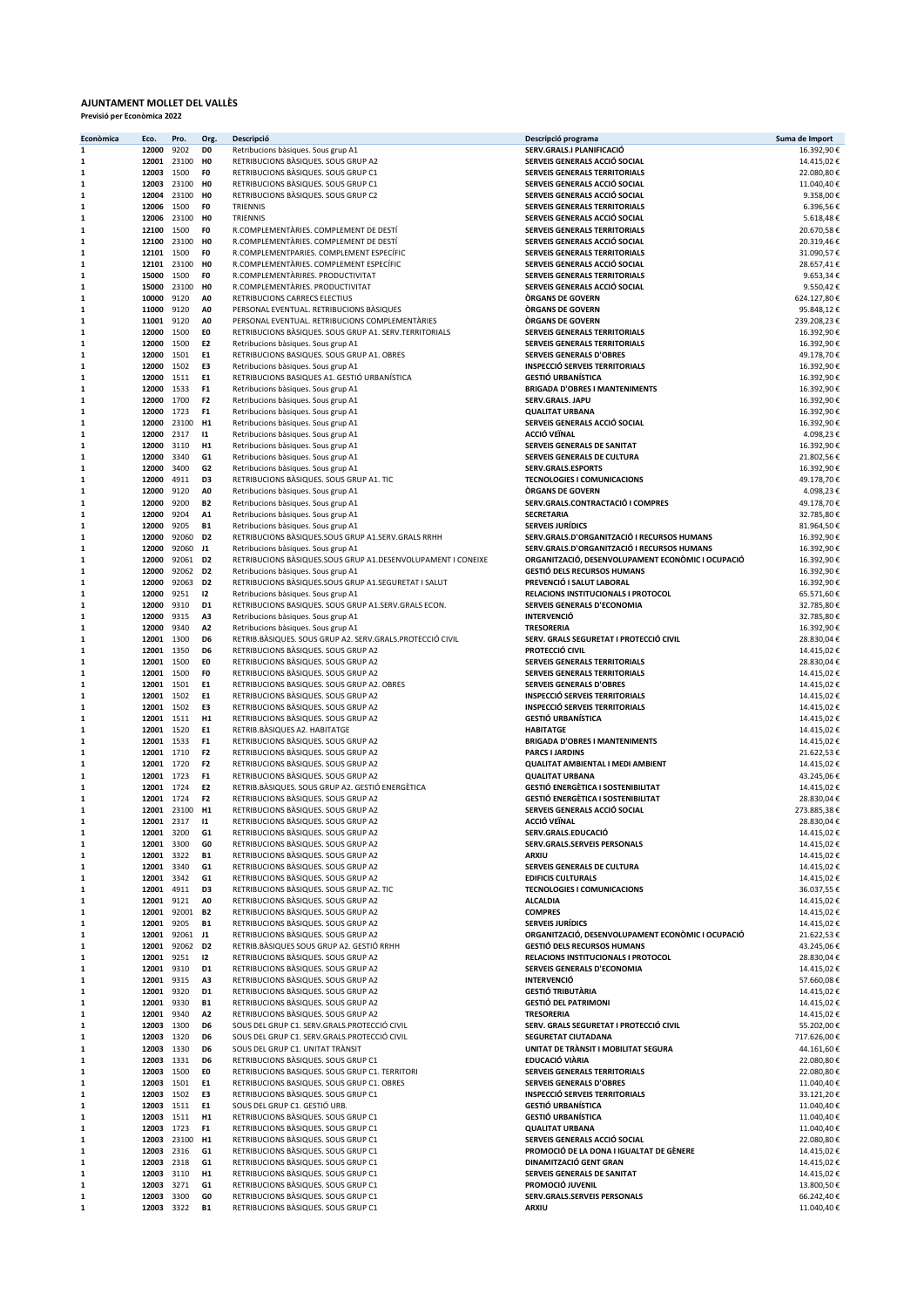**AJUNTAMENT MOLLET DEL VALLÈS**

**Previsió per Econòmica 2022**

| Econòmica | Eco. | Pro. | Org. | Descripció | Descripció programa | Suma de Import |
|---|---|---|---|---|---|---|
| 1 | 12000 | 9202 | D0 | Retribucions bàsiques. Sous grup A1 | SERV.GRALS.I PLANIFICACIÓ | 16.392,90 € |
| 1 | 12001 | 23100 | H0 | RETRIBUCIONS BÀSIQUES. SOUS GRUP A2 | SERVEIS GENERALS ACCIÓ SOCIAL | 14.415,02 € |
| 1 | 12003 | 1500 | F0 | RETRIBUCIONS BÀSIQUES. SOUS GRUP C1 | SERVEIS GENERALS TERRITORIALS | 22.080,80 € |
| 1 | 12003 | 23100 | H0 | RETRIBUCIONS BÀSIQUES. SOUS GRUP C1 | SERVEIS GENERALS ACCIÓ SOCIAL | 11.040,40 € |
| 1 | 12004 | 23100 | H0 | RETRIBUCIONS BÀSIQUES. SOUS GRUP C2 | SERVEIS GENERALS ACCIÓ SOCIAL | 9.358,00 € |
| 1 | 12006 | 1500 | F0 | TRIENNIS | SERVEIS GENERALS TERRITORIALS | 6.396,56 € |
| 1 | 12006 | 23100 | H0 | TRIENNIS | SERVEIS GENERALS ACCIÓ SOCIAL | 5.618,48 € |
| 1 | 12100 | 1500 | F0 | R.COMPLEMENTÀRIES. COMPLEMENT DE DESTÍ | SERVEIS GENERALS TERRITORIALS | 20.670,58 € |
| 1 | 12100 | 23100 | H0 | R.COMPLEMENTÀRIES. COMPLEMENT DE DESTÍ | SERVEIS GENERALS ACCIÓ SOCIAL | 20.319,46 € |
| 1 | 12101 | 1500 | F0 | R.COMPLEMENTPARIES. COMPLEMENT ESPECÍFIC | SERVEIS GENERALS TERRITORIALS | 31.090,57 € |
| 1 | 12101 | 23100 | H0 | R.COMPLEMENTÀRIES. COMPLEMENT ESPECÍFIC | SERVEIS GENERALS ACCIÓ SOCIAL | 28.657,41 € |
| 1 | 15000 | 1500 | F0 | R.COMPLEMENTÀRIRES. PRODUCTIVITAT | SERVEIS GENERALS TERRITORIALS | 9.653,34 € |
| 1 | 15000 | 23100 | H0 | R.COMPLEMENTÀRIES. PRODUCTIVITAT | SERVEIS GENERALS ACCIÓ SOCIAL | 9.550,42 € |
| 1 | 10000 | 9120 | A0 | RETRIBUCIONS CARRECS ELECTIUS | ÒRGANS DE GOVERN | 624.127,80 € |
| 1 | 11000 | 9120 | A0 | PERSONAL EVENTUAL. RETRIBUCIONS BÀSIQUES | ÒRGANS DE GOVERN | 95.848,12 € |
| 1 | 11001 | 9120 | A0 | PERSONAL EVENTUAL. RETRIBUCIONS COMPLEMENTÀRIES | ÒRGANS DE GOVERN | 239.208,23 € |
| 1 | 12000 | 1500 | E0 | RETRIBUCIONS BÀSIQUES. SOUS GRUP A1. SERV.TERRITORIALS | SERVEIS GENERALS TERRITORIALS | 16.392,90 € |
| 1 | 12000 | 1500 | E2 | Retribucions bàsiques. Sous grup A1 | SERVEIS GENERALS TERRITORIALS | 16.392,90 € |
| 1 | 12000 | 1501 | E1 | RETRIBUCIONS BASIQUES. SOUS GRUP A1. OBRES | SERVEIS GENERALS D'OBRES | 49.178,70 € |
| 1 | 12000 | 1502 | E3 | Retribucions bàsiques. Sous grup A1 | INSPECCIÓ SERVEIS TERRITORIALS | 16.392,90 € |
| 1 | 12000 | 1511 | E1 | RETRIBUCIONS BASIQUES A1. GESTIÓ URBANÍSTICA | GESTIÓ URBANÍSTICA | 16.392,90 € |
| 1 | 12000 | 1533 | F1 | Retribucions bàsiques. Sous grup A1 | BRIGADA D'OBRES I MANTENIMENTS | 16.392,90 € |
| 1 | 12000 | 1700 | F2 | Retribucions bàsiques. Sous grup A1 | SERV.GRALS. JAPU | 16.392,90 € |
| 1 | 12000 | 1723 | F1 | Retribucions bàsiques. Sous grup A1 | QUALITAT URBANA | 16.392,90 € |
| 1 | 12000 | 23100 | H1 | Retribucions bàsiques. Sous grup A1 | SERVEIS GENERALS ACCIÓ SOCIAL | 16.392,90 € |
| 1 | 12000 | 2317 | I1 | Retribucions bàsiques. Sous grup A1 | ACCIÓ VEÏNAL | 4.098,23 € |
| 1 | 12000 | 3110 | H1 | Retribucions bàsiques. Sous grup A1 | SERVEIS GENERALS DE SANITAT | 16.392,90 € |
| 1 | 12000 | 3340 | G1 | Retribucions bàsiques. Sous grup A1 | SERVEIS GENERALS DE CULTURA | 21.802,56 € |
| 1 | 12000 | 3400 | G2 | Retribucions bàsiques. Sous grup A1 | SERV.GRALS.ESPORTS | 16.392,90 € |
| 1 | 12000 | 4911 | D3 | RETRIBUCIONS BÀSIQUES. SOUS GRUP A1. TIC | TECNOLOGIES I COMUNICACIONS | 49.178,70 € |
| 1 | 12000 | 9120 | A0 | Retribucions bàsiques. Sous grup A1 | ÒRGANS DE GOVERN | 4.098,23 € |
| 1 | 12000 | 9200 | B2 | Retribucions bàsiques. Sous grup A1 | SERV.GRALS.CONTRACTACIÓ I COMPRES | 49.178,70 € |
| 1 | 12000 | 9204 | A1 | Retribucions bàsiques. Sous grup A1 | SECRETARIA | 32.785,80 € |
| 1 | 12000 | 9205 | B1 | Retribucions bàsiques. Sous grup A1 | SERVEIS JURÍDICS | 81.964,50 € |
| 1 | 12000 | 92060 | D2 | RETRIBUCIONS BÀSIQUES.SOUS GRUP A1.SERV.GRALS RRHH | SERV.GRALS.D'ORGANITZACIÓ I RECURSOS HUMANS | 16.392,90 € |
| 1 | 12000 | 92060 | J1 | Retribucions bàsiques. Sous grup A1 | SERV.GRALS.D'ORGANITZACIÓ I RECURSOS HUMANS | 16.392,90 € |
| 1 | 12000 | 92061 | D2 | RETRIBUCIONS BÀSIQUES.SOUS GRUP A1.DESENVOLUPAMENT I CONEIXE | ORGANITZACIÓ, DESENVOLUPAMENT ECONÒMIC I OCUPACIÓ | 16.392,90 € |
| 1 | 12000 | 92062 | D2 | Retribucions bàsiques. Sous grup A1 | GESTIÓ DELS RECURSOS HUMANS | 16.392,90 € |
| 1 | 12000 | 92063 | D2 | RETRIBUCIONS BÀSIQUES.SOUS GRUP A1.SEGURETAT I SALUT | PREVENCIÓ I SALUT LABORAL | 16.392,90 € |
| 1 | 12000 | 9251 | I2 | Retribucions bàsiques. Sous grup A1 | RELACIONS INSTITUCIONALS I PROTOCOL | 65.571,60 € |
| 1 | 12000 | 9310 | D1 | RETRIBUCIONS BASIQUES. SOUS GRUP A1.SERV.GRALS ECON. | SERVEIS GENERALS D'ECONOMIA | 32.785,80 € |
| 1 | 12000 | 9315 | A3 | Retribucions bàsiques. Sous grup A1 | INTERVENCIÓ | 32.785,80 € |
| 1 | 12000 | 9340 | A2 | Retribucions bàsiques. Sous grup A1 | TRESORERIA | 16.392,90 € |
| 1 | 12001 | 1300 | D6 | RETRIB.BÀSIQUES. SOUS GRUP A2. SERV.GRALS.PROTECCIÓ CIVIL | SERV. GRALS SEGURETAT I PROTECCIÓ CIVIL | 28.830,04 € |
| 1 | 12001 | 1350 | D6 | RETRIBUCIONS BÀSIQUES. SOUS GRUP A2 | PROTECCIÓ CIVIL | 14.415,02 € |
| 1 | 12001 | 1500 | E0 | RETRIBUCIONS BÀSIQUES. SOUS GRUP A2 | SERVEIS GENERALS TERRITORIALS | 28.830,04 € |
| 1 | 12001 | 1500 | F0 | RETRIBUCIONS BÀSIQUES. SOUS GRUP A2 | SERVEIS GENERALS TERRITORIALS | 14.415,02 € |
| 1 | 12001 | 1501 | E1 | RETRIBUCIONS BASIQUES. SOUS GRUP A2. OBRES | SERVEIS GENERALS D'OBRES | 14.415,02 € |
| 1 | 12001 | 1502 | E1 | RETRIBUCIONS BÀSIQUES. SOUS GRUP A2 | INSPECCIÓ SERVEIS TERRITORIALS | 14.415,02 € |
| 1 | 12001 | 1502 | E3 | RETRIBUCIONS BÀSIQUES. SOUS GRUP A2 | INSPECCIÓ SERVEIS TERRITORIALS | 14.415,02 € |
| 1 | 12001 | 1511 | H1 | RETRIBUCIONS BÀSIQUES. SOUS GRUP A2 | GESTIÓ URBANÍSTICA | 14.415,02 € |
| 1 | 12001 | 1520 | E1 | RETRIB.BÀSIQUES A2. HABITATGE | HABITATGE | 14.415,02 € |
| 1 | 12001 | 1533 | F1 | RETRIBUCIONS BÀSIQUES. SOUS GRUP A2 | BRIGADA D'OBRES I MANTENIMENTS | 14.415,02 € |
| 1 | 12001 | 1710 | F2 | RETRIBUCIONS BÀSIQUES. SOUS GRUP A2 | PARCS I JARDINS | 21.622,53 € |
| 1 | 12001 | 1720 | F2 | RETRIBUCIONS BÀSIQUES. SOUS GRUP A2 | QUALITAT AMBIENTAL I MEDI AMBIENT | 14.415,02 € |
| 1 | 12001 | 1723 | F1 | RETRIBUCIONS BÀSIQUES. SOUS GRUP A2 | QUALITAT URBANA | 43.245,06 € |
| 1 | 12001 | 1724 | E2 | RETRIB.BÀSIQUES. SOUS GRUP A2. GESTIÓ ENERGÈTICA | GESTIÓ ENERGÈTICA I SOSTENIBILITAT | 14.415,02 € |
| 1 | 12001 | 1724 | F2 | RETRIBUCIONS BÀSIQUES. SOUS GRUP A2 | GESTIÓ ENERGÈTICA I SOSTENIBILITAT | 28.830,04 € |
| 1 | 12001 | 23100 | H1 | RETRIBUCIONS BÀSIQUES. SOUS GRUP A2 | SERVEIS GENERALS ACCIÓ SOCIAL | 273.885,38 € |
| 1 | 12001 | 2317 | I1 | RETRIBUCIONS BÀSIQUES. SOUS GRUP A2 | ACCIÓ VEÏNAL | 28.830,04 € |
| 1 | 12001 | 3200 | G1 | RETRIBUCIONS BÀSIQUES. SOUS GRUP A2 | SERV.GRALS.EDUCACIÓ | 14.415,02 € |
| 1 | 12001 | 3300 | G0 | RETRIBUCIONS BÀSIQUES. SOUS GRUP A2 | SERV.GRALS.SERVEIS PERSONALS | 14.415,02 € |
| 1 | 12001 | 3322 | B1 | RETRIBUCIONS BÀSIQUES. SOUS GRUP A2 | ARXIU | 14.415,02 € |
| 1 | 12001 | 3340 | G1 | RETRIBUCIONS BÀSIQUES. SOUS GRUP A2 | SERVEIS GENERALS DE CULTURA | 14.415,02 € |
| 1 | 12001 | 3342 | G1 | RETRIBUCIONS BÀSIQUES. SOUS GRUP A2 | EDIFICIS CULTURALS | 14.415,02 € |
| 1 | 12001 | 4911 | D3 | RETRIBUCIONS BÀSIQUES. SOUS GRUP A2. TIC | TECNOLOGIES I COMUNICACIONS | 36.037,55 € |
| 1 | 12001 | 9121 | A0 | RETRIBUCIONS BÀSIQUES. SOUS GRUP A2 | ALCALDIA | 14.415,02 € |
| 1 | 12001 | 92001 | B2 | RETRIBUCIONS BÀSIQUES. SOUS GRUP A2 | COMPRES | 14.415,02 € |
| 1 | 12001 | 9205 | B1 | RETRIBUCIONS BÀSIQUES. SOUS GRUP A2 | SERVEIS JURÍDICS | 14.415,02 € |
| 1 | 12001 | 92061 | J1 | RETRIBUCIONS BÀSIQUES. SOUS GRUP A2 | ORGANITZACIÓ, DESENVOLUPAMENT ECONÒMIC I OCUPACIÓ | 21.622,53 € |
| 1 | 12001 | 92062 | D2 | RETRIB.BÀSIQUES SOUS GRUP A2. GESTIÓ RRHH | GESTIÓ DELS RECURSOS HUMANS | 43.245,06 € |
| 1 | 12001 | 9251 | I2 | RETRIBUCIONS BÀSIQUES. SOUS GRUP A2 | RELACIONS INSTITUCIONALS I PROTOCOL | 28.830,04 € |
| 1 | 12001 | 9310 | D1 | RETRIBUCIONS BÀSIQUES. SOUS GRUP A2 | SERVEIS GENERALS D'ECONOMIA | 14.415,02 € |
| 1 | 12001 | 9315 | A3 | RETRIBUCIONS BÀSIQUES. SOUS GRUP A2 | INTERVENCIÓ | 57.660,08 € |
| 1 | 12001 | 9320 | D1 | RETRIBUCIONS BÀSIQUES. SOUS GRUP A2 | GESTIÓ TRIBUTÀRIA | 14.415,02 € |
| 1 | 12001 | 9330 | B1 | RETRIBUCIONS BÀSIQUES. SOUS GRUP A2 | GESTIÓ DEL PATRIMONI | 14.415,02 € |
| 1 | 12001 | 9340 | A2 | RETRIBUCIONS BÀSIQUES. SOUS GRUP A2 | TRESORERIA | 14.415,02 € |
| 1 | 12003 | 1300 | D6 | SOUS DEL GRUP C1. SERV.GRALS.PROTECCIÓ CIVIL | SERV. GRALS SEGURETAT I PROTECCIÓ CIVIL | 55.202,00 € |
| 1 | 12003 | 1320 | D6 | SOUS DEL GRUP C1. SERV.GRALS.PROTECCIÓ CIVIL | SEGURETAT CIUTADANA | 717.626,00 € |
| 1 | 12003 | 1330 | D6 | SOUS DEL GRUP C1. UNITAT TRÀNSIT | UNITAT DE TRÀNSIT I MOBILITAT SEGURA | 44.161,60 € |
| 1 | 12003 | 1331 | D6 | RETRIBUCIONS BÀSIQUES. SOUS GRUP C1 | EDUCACIÓ VIÀRIA | 22.080,80 € |
| 1 | 12003 | 1500 | E0 | RETRIBUCIONS BASIQUES. SOUS GRUP C1. TERRITORI | SERVEIS GENERALS TERRITORIALS | 22.080,80 € |
| 1 | 12003 | 1501 | E1 | RETRIBUCIONS BASIQUES. SOUS GRUP C1. OBRES | SERVEIS GENERALS D'OBRES | 11.040,40 € |
| 1 | 12003 | 1502 | E3 | RETRIBUCIONS BÀSIQUES. SOUS GRUP C1 | INSPECCIÓ SERVEIS TERRITORIALS | 33.121,20 € |
| 1 | 12003 | 1511 | E1 | SOUS DEL GRUP C1. GESTIÓ URB. | GESTIÓ URBANÍSTICA | 11.040,40 € |
| 1 | 12003 | 1511 | H1 | RETRIBUCIONS BÀSIQUES. SOUS GRUP C1 | GESTIÓ URBANÍSTICA | 11.040,40 € |
| 1 | 12003 | 1723 | F1 | RETRIBUCIONS BÀSIQUES. SOUS GRUP C1 | QUALITAT URBANA | 11.040,40 € |
| 1 | 12003 | 23100 | H1 | RETRIBUCIONS BÀSIQUES. SOUS GRUP C1 | SERVEIS GENERALS ACCIÓ SOCIAL | 22.080,80 € |
| 1 | 12003 | 2316 | G1 | RETRIBUCIONS BÀSIQUES. SOUS GRUP C1 | PROMOCIÓ DE LA DONA I IGUALTAT DE GÈNERE | 14.415,02 € |
| 1 | 12003 | 2318 | G1 | RETRIBUCIONS BÀSIQUES. SOUS GRUP C1 | DINAMITZACIÓ GENT GRAN | 14.415,02 € |
| 1 | 12003 | 3110 | H1 | RETRIBUCIONS BÀSIQUES. SOUS GRUP C1 | SERVEIS GENERALS DE SANITAT | 14.415,02 € |
| 1 | 12003 | 3271 | G1 | RETRIBUCIONS BÀSIQUES. SOUS GRUP C1 | PROMOCIÓ JUVENIL | 13.800,50 € |
| 1 | 12003 | 3300 | G0 | RETRIBUCIONS BÀSIQUES. SOUS GRUP C1 | SERV.GRALS.SERVEIS PERSONALS | 66.242,40 € |
| 1 | 12003 | 3322 | B1 | RETRIBUCIONS BÀSIQUES. SOUS GRUP C1 | ARXIU | 11.040,40 € |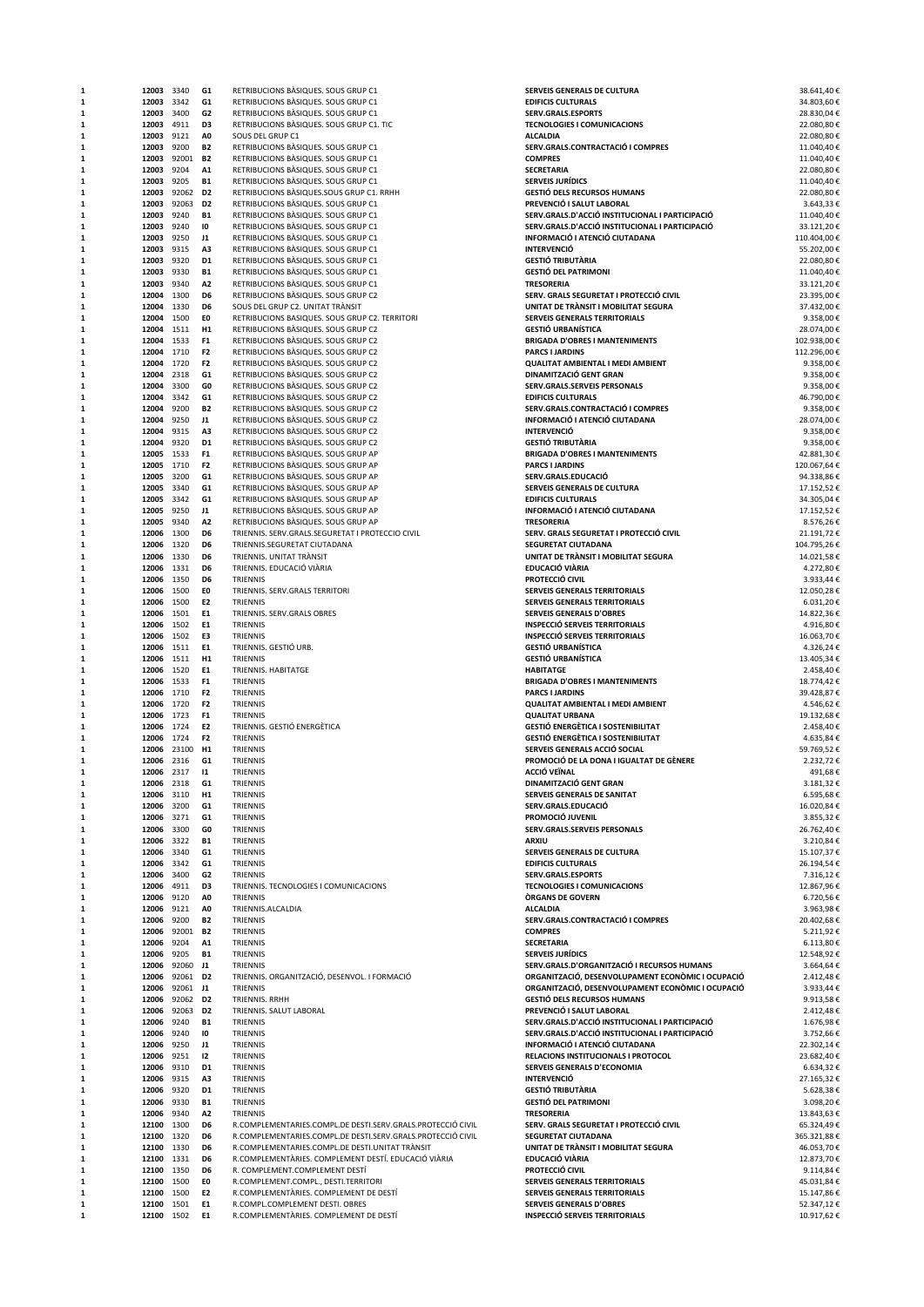| | | | | | | |
|---|---|---|---|---|---|---|
| 1 | 12003 | 3340 | G1 | RETRIBUCIONS BÀSIQUES. SOUS GRUP C1 | SERVEIS GENERALS DE CULTURA | 38.641,40 € |
| 1 | 12003 | 3342 | G1 | RETRIBUCIONS BÀSIQUES. SOUS GRUP C1 | EDIFICIS CULTURALS | 34.803,60 € |
| 1 | 12003 | 3400 | G2 | RETRIBUCIONS BÀSIQUES. SOUS GRUP C1 | SERV.GRALS.ESPORTS | 28.830,04 € |
| 1 | 12003 | 4911 | D3 | RETRIBUCIONS BÀSIQUES. SOUS GRUP C1. TIC | TECNOLOGIES I COMUNICACIONS | 22.080,80 € |
| 1 | 12003 | 9121 | A0 | SOUS DEL GRUP C1 | ALCALDIA | 22.080,80 € |
| 1 | 12003 | 9200 | B2 | RETRIBUCIONS BÀSIQUES. SOUS GRUP C1 | SERV.GRALS.CONTRACTACIÓ I COMPRES | 11.040,40 € |
| 1 | 12003 | 92001 | B2 | RETRIBUCIONS BÀSIQUES. SOUS GRUP C1 | COMPRES | 11.040,40 € |
| 1 | 12003 | 9204 | A1 | RETRIBUCIONS BÀSIQUES. SOUS GRUP C1 | SECRETARIA | 22.080,80 € |
| 1 | 12003 | 9205 | B1 | RETRIBUCIONS BÀSIQUES. SOUS GRUP C1 | SERVEIS JURÍDICS | 11.040,40 € |
| 1 | 12003 | 92062 | D2 | RETRIBUCIONS BÀSIQUES.SOUS GRUP C1. RRHH | GESTIÓ DELS RECURSOS HUMANS | 22.080,80 € |
| 1 | 12003 | 92063 | D2 | RETRIBUCIONS BÀSIQUES. SOUS GRUP C1 | PREVENCIÓ I SALUT LABORAL | 3.643,33 € |
| 1 | 12003 | 9240 | B1 | RETRIBUCIONS BÀSIQUES. SOUS GRUP C1 | SERV.GRALS.D'ACCIÓ INSTITUCIONAL I PARTICIPACIÓ | 11.040,40 € |
| 1 | 12003 | 9240 | I0 | RETRIBUCIONS BÀSIQUES. SOUS GRUP C1 | SERV.GRALS.D'ACCIÓ INSTITUCIONAL I PARTICIPACIÓ | 33.121,20 € |
| 1 | 12003 | 9250 | J1 | RETRIBUCIONS BÀSIQUES. SOUS GRUP C1 | INFORMACIÓ I ATENCIÓ CIUTADANA | 110.404,00 € |
| 1 | 12003 | 9315 | A3 | RETRIBUCIONS BÀSIQUES. SOUS GRUP C1 | INTERVENCIÓ | 55.202,00 € |
| 1 | 12003 | 9320 | D1 | RETRIBUCIONS BÀSIQUES. SOUS GRUP C1 | GESTIÓ TRIBUTÀRIA | 22.080,80 € |
| 1 | 12003 | 9330 | B1 | RETRIBUCIONS BÀSIQUES. SOUS GRUP C1 | GESTIÓ DEL PATRIMONI | 11.040,40 € |
| 1 | 12003 | 9340 | A2 | RETRIBUCIONS BÀSIQUES. SOUS GRUP C1 | TRESORERIA | 33.121,20 € |
| 1 | 12004 | 1300 | D6 | RETRIBUCIONS BÀSIQUES. SOUS GRUP C2 | SERV. GRALS SEGURETAT I PROTECCIÓ CIVIL | 23.395,00 € |
| 1 | 12004 | 1330 | D6 | SOUS DEL GRUP C2. UNITAT TRÀNSIT | UNITAT DE TRÀNSIT I MOBILITAT SEGURA | 37.432,00 € |
| 1 | 12004 | 1500 | E0 | RETRIBUCIONS BASIQUES. SOUS GRUP C2. TERRITORI | SERVEIS GENERALS TERRITORIALS | 9.358,00 € |
| 1 | 12004 | 1511 | H1 | RETRIBUCIONS BÀSIQUES. SOUS GRUP C2 | GESTIÓ URBANÍSTICA | 28.074,00 € |
| 1 | 12004 | 1533 | F1 | RETRIBUCIONS BÀSIQUES. SOUS GRUP C2 | BRIGADA D'OBRES I MANTENIMENTS | 102.938,00 € |
| 1 | 12004 | 1710 | F2 | RETRIBUCIONS BÀSIQUES. SOUS GRUP C2 | PARCS I JARDINS | 112.296,00 € |
| 1 | 12004 | 1720 | F2 | RETRIBUCIONS BÀSIQUES. SOUS GRUP C2 | QUALITAT AMBIENTAL I MEDI AMBIENT | 9.358,00 € |
| 1 | 12004 | 2318 | G1 | RETRIBUCIONS BÀSIQUES. SOUS GRUP C2 | DINAMITZACIÓ GENT GRAN | 9.358,00 € |
| 1 | 12004 | 3300 | G0 | RETRIBUCIONS BÀSIQUES. SOUS GRUP C2 | SERV.GRALS.SERVEIS PERSONALS | 9.358,00 € |
| 1 | 12004 | 3342 | G1 | RETRIBUCIONS BÀSIQUES. SOUS GRUP C2 | EDIFICIS CULTURALS | 46.790,00 € |
| 1 | 12004 | 9200 | B2 | RETRIBUCIONS BÀSIQUES. SOUS GRUP C2 | SERV.GRALS.CONTRACTACIÓ I COMPRES | 9.358,00 € |
| 1 | 12004 | 9250 | J1 | RETRIBUCIONS BÀSIQUES. SOUS GRUP C2 | INFORMACIÓ I ATENCIÓ CIUTADANA | 28.074,00 € |
| 1 | 12004 | 9315 | A3 | RETRIBUCIONS BÀSIQUES. SOUS GRUP C2 | INTERVENCIÓ | 9.358,00 € |
| 1 | 12004 | 9320 | D1 | RETRIBUCIONS BÀSIQUES. SOUS GRUP C2 | GESTIÓ TRIBUTÀRIA | 9.358,00 € |
| 1 | 12005 | 1533 | F1 | RETRIBUCIONS BÀSIQUES. SOUS GRUP AP | BRIGADA D'OBRES I MANTENIMENTS | 42.881,30 € |
| 1 | 12005 | 1710 | F2 | RETRIBUCIONS BÀSIQUES. SOUS GRUP AP | PARCS I JARDINS | 120.067,64 € |
| 1 | 12005 | 3200 | G1 | RETRIBUCIONS BÀSIQUES. SOUS GRUP AP | SERV.GRALS.EDUCACIÓ | 94.338,86 € |
| 1 | 12005 | 3340 | G1 | RETRIBUCIONS BÀSIQUES. SOUS GRUP AP | SERVEIS GENERALS DE CULTURA | 17.152,52 € |
| 1 | 12005 | 3342 | G1 | RETRIBUCIONS BÀSIQUES. SOUS GRUP AP | EDIFICIS CULTURALS | 34.305,04 € |
| 1 | 12005 | 9250 | J1 | RETRIBUCIONS BÀSIQUES. SOUS GRUP AP | INFORMACIÓ I ATENCIÓ CIUTADANA | 17.152,52 € |
| 1 | 12005 | 9340 | A2 | RETRIBUCIONS BÀSIQUES. SOUS GRUP AP | TRESORERIA | 8.576,26 € |
| 1 | 12006 | 1300 | D6 | TRIENNIS. SERV.GRALS.SEGURETAT I PROTECCIO CIVIL | SERV. GRALS SEGURETAT I PROTECCIÓ CIVIL | 21.191,72 € |
| 1 | 12006 | 1320 | D6 | TRIENNIS.SEGURETAT CIUTADANA | SEGURETAT CIUTADANA | 104.795,26 € |
| 1 | 12006 | 1330 | D6 | TRIENNIS. UNITAT TRÀNSIT | UNITAT DE TRÀNSIT I MOBILITAT SEGURA | 14.021,58 € |
| 1 | 12006 | 1331 | D6 | TRIENNIS. EDUCACIÓ VIÀRIA | EDUCACIÓ VIÀRIA | 4.272,80 € |
| 1 | 12006 | 1350 | D6 | TRIENNIS | PROTECCIÓ CIVIL | 3.933,44 € |
| 1 | 12006 | 1500 | E0 | TRIENNIS. SERV.GRALS TERRITORI | SERVEIS GENERALS TERRITORIALS | 12.050,28 € |
| 1 | 12006 | 1500 | E2 | TRIENNIS | SERVEIS GENERALS TERRITORIALS | 6.031,20 € |
| 1 | 12006 | 1501 | E1 | TRIENNIS. SERV.GRALS OBRES | SERVEIS GENERALS D'OBRES | 14.822,36 € |
| 1 | 12006 | 1502 | E1 | TRIENNIS | INSPECCIÓ SERVEIS TERRITORIALS | 4.916,80 € |
| 1 | 12006 | 1502 | E3 | TRIENNIS | INSPECCIÓ SERVEIS TERRITORIALS | 16.063,70 € |
| 1 | 12006 | 1511 | E1 | TRIENNIS. GESTIÓ URB. | GESTIÓ URBANÍSTICA | 4.326,24 € |
| 1 | 12006 | 1511 | H1 | TRIENNIS | GESTIÓ URBANÍSTICA | 13.405,34 € |
| 1 | 12006 | 1520 | E1 | TRIENNIS. HABITATGE | HABITATGE | 2.458,40 € |
| 1 | 12006 | 1533 | F1 | TRIENNIS | BRIGADA D'OBRES I MANTENIMENTS | 18.774,42 € |
| 1 | 12006 | 1710 | F2 | TRIENNIS | PARCS I JARDINS | 39.428,87 € |
| 1 | 12006 | 1720 | F2 | TRIENNIS | QUALITAT AMBIENTAL I MEDI AMBIENT | 4.546,62 € |
| 1 | 12006 | 1723 | F1 | TRIENNIS | QUALITAT URBANA | 19.132,68 € |
| 1 | 12006 | 1724 | E2 | TRIENNIS. GESTIÓ ENERGÈTICA | GESTIÓ ENERGÈTICA I SOSTENIBILITAT | 2.458,40 € |
| 1 | 12006 | 1724 | F2 | TRIENNIS | GESTIÓ ENERGÈTICA I SOSTENIBILITAT | 4.635,84 € |
| 1 | 12006 | 23100 | H1 | TRIENNIS | SERVEIS GENERALS ACCIÓ SOCIAL | 59.769,52 € |
| 1 | 12006 | 2316 | G1 | TRIENNIS | PROMOCIÓ DE LA DONA I IGUALTAT DE GÈNERE | 2.232,72 € |
| 1 | 12006 | 2317 | I1 | TRIENNIS | ACCIÓ VEÏNAL | 491,68 € |
| 1 | 12006 | 2318 | G1 | TRIENNIS | DINAMITZACIÓ GENT GRAN | 3.181,32 € |
| 1 | 12006 | 3110 | H1 | TRIENNIS | SERVEIS GENERALS DE SANITAT | 6.595,68 € |
| 1 | 12006 | 3200 | G1 | TRIENNIS | SERV.GRALS.EDUCACIÓ | 16.020,84 € |
| 1 | 12006 | 3271 | G1 | TRIENNIS | PROMOCIÓ JUVENIL | 3.855,32 € |
| 1 | 12006 | 3300 | G0 | TRIENNIS | SERV.GRALS.SERVEIS PERSONALS | 26.762,40 € |
| 1 | 12006 | 3322 | B1 | TRIENNIS | ARXIU | 3.210,84 € |
| 1 | 12006 | 3340 | G1 | TRIENNIS | SERVEIS GENERALS DE CULTURA | 15.107,37 € |
| 1 | 12006 | 3342 | G1 | TRIENNIS | EDIFICIS CULTURALS | 26.194,54 € |
| 1 | 12006 | 3400 | G2 | TRIENNIS | SERV.GRALS.ESPORTS | 7.316,12 € |
| 1 | 12006 | 4911 | D3 | TRIENNIS. TECNOLOGIES I COMUNICACIONS | TECNOLOGIES I COMUNICACIONS | 12.867,96 € |
| 1 | 12006 | 9120 | A0 | TRIENNIS | ÒRGANS DE GOVERN | 6.720,56 € |
| 1 | 12006 | 9121 | A0 | TRIENNIS.ALCALDIA | ALCALDIA | 3.963,98 € |
| 1 | 12006 | 9200 | B2 | TRIENNIS | SERV.GRALS.CONTRACTACIÓ I COMPRES | 20.402,68 € |
| 1 | 12006 | 92001 | B2 | TRIENNIS | COMPRES | 5.211,92 € |
| 1 | 12006 | 9204 | A1 | TRIENNIS | SECRETARIA | 6.113,80 € |
| 1 | 12006 | 9205 | B1 | TRIENNIS | SERVEIS JURÍDICS | 12.548,92 € |
| 1 | 12006 | 92060 | J1 | TRIENNIS | SERV.GRALS.D'ORGANITZACIÓ I RECURSOS HUMANS | 3.664,64 € |
| 1 | 12006 | 92061 | D2 | TRIENNIS. ORGANITZACIÓ, DESENVOL. I FORMACIÓ | ORGANITZACIÓ, DESENVOLUPAMENT ECONÒMIC I OCUPACIÓ | 2.412,48 € |
| 1 | 12006 | 92061 | J1 | TRIENNIS | ORGANITZACIÓ, DESENVOLUPAMENT ECONÒMIC I OCUPACIÓ | 3.933,44 € |
| 1 | 12006 | 92062 | D2 | TRIENNIS. RRHH | GESTIÓ DELS RECURSOS HUMANS | 9.913,58 € |
| 1 | 12006 | 92063 | D2 | TRIENNIS. SALUT LABORAL | PREVENCIÓ I SALUT LABORAL | 2.412,48 € |
| 1 | 12006 | 9240 | B1 | TRIENNIS | SERV.GRALS.D'ACCIÓ INSTITUCIONAL I PARTICIPACIÓ | 1.676,98 € |
| 1 | 12006 | 9240 | I0 | TRIENNIS | SERV.GRALS.D'ACCIÓ INSTITUCIONAL I PARTICIPACIÓ | 3.752,66 € |
| 1 | 12006 | 9250 | J1 | TRIENNIS | INFORMACIÓ I ATENCIÓ CIUTADANA | 22.302,14 € |
| 1 | 12006 | 9251 | I2 | TRIENNIS | RELACIONS INSTITUCIONALS I PROTOCOL | 23.682,40 € |
| 1 | 12006 | 9310 | D1 | TRIENNIS | SERVEIS GENERALS D'ECONOMIA | 6.634,32 € |
| 1 | 12006 | 9315 | A3 | TRIENNIS | INTERVENCIÓ | 27.165,32 € |
| 1 | 12006 | 9320 | D1 | TRIENNIS | GESTIÓ TRIBUTÀRIA | 5.628,38 € |
| 1 | 12006 | 9330 | B1 | TRIENNIS | GESTIÓ DEL PATRIMONI | 3.098,20 € |
| 1 | 12006 | 9340 | A2 | TRIENNIS | TRESORERIA | 13.843,63 € |
| 1 | 12100 | 1300 | D6 | R.COMPLEMENTARIES.COMPL.DE DESTI.SERV.GRALS.PROTECCIÓ CIVIL | SERV. GRALS SEGURETAT I PROTECCIÓ CIVIL | 65.324,49 € |
| 1 | 12100 | 1320 | D6 | R.COMPLEMENTARIES.COMPL.DE DESTI.SERV.GRALS.PROTECCIÓ CIVIL | SEGURETAT CIUTADANA | 365.321,88 € |
| 1 | 12100 | 1330 | D6 | R.COMPLEMENTARIES.COMPL.DE DESTI.UNITAT TRÀNSIT | UNITAT DE TRÀNSIT I MOBILITAT SEGURA | 46.053,70 € |
| 1 | 12100 | 1331 | D6 | R.COMPLEMENTÀRIES. COMPLEMENT DESTÍ. EDUCACIÓ VIÀRIA | EDUCACIÓ VIÀRIA | 12.873,70 € |
| 1 | 12100 | 1350 | D6 | R. COMPLEMENT.COMPLEMENT DESTÍ | PROTECCIÓ CIVIL | 9.114,84 € |
| 1 | 12100 | 1500 | E0 | R.COMPLEMENT.COMPL., DESTI.TERRITORI | SERVEIS GENERALS TERRITORIALS | 45.031,84 € |
| 1 | 12100 | 1500 | E2 | R.COMPLEMENTÀRIES. COMPLEMENT DE DESTÍ | SERVEIS GENERALS TERRITORIALS | 15.147,86 € |
| 1 | 12100 | 1501 | E1 | R.COMPL.COMPLEMENT DESTI. OBRES | SERVEIS GENERALS D'OBRES | 52.347,12 € |
| 1 | 12100 | 1502 | E1 | R.COMPLEMENTÀRIES. COMPLEMENT DE DESTÍ | INSPECCIÓ SERVEIS TERRITORIALS | 10.917,62 € |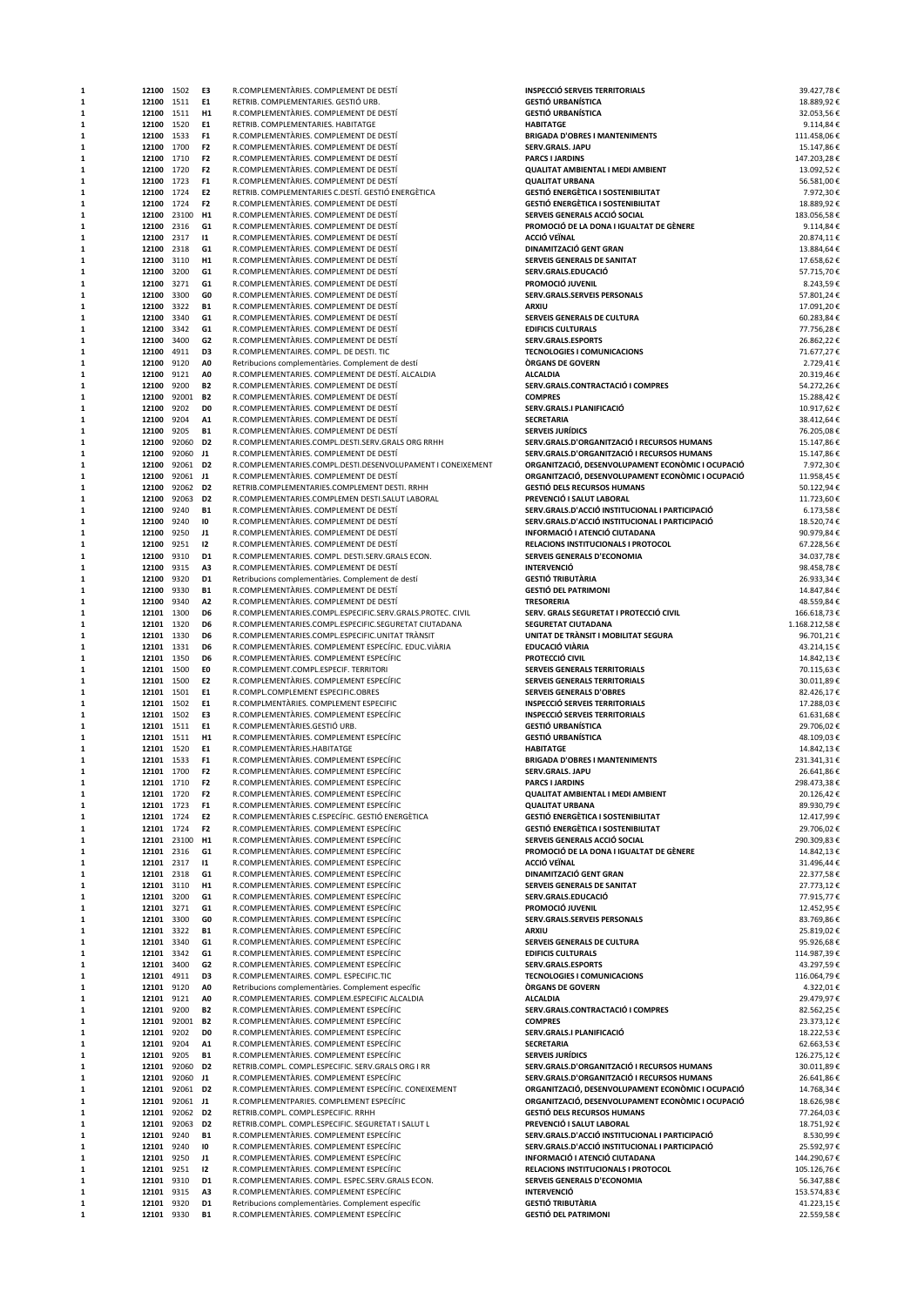| | | | | | | |
|---|---|---|---|---|---|---|
| 1 | 12100 | 1502 | E3 | R.COMPLEMENTÀRIES. COMPLEMENT DE DESTÍ | INSPECCIÓ SERVEIS TERRITORIALS | 39.427,78 € |
| 1 | 12100 | 1511 | E1 | RETRIB. COMPLEMENTARIES. GESTIÓ URB. | GESTIÓ URBANÍSTICA | 18.889,92 € |
| 1 | 12100 | 1511 | H1 | R.COMPLEMENTÀRIES. COMPLEMENT DE DESTÍ | GESTIÓ URBANÍSTICA | 32.053,56 € |
| 1 | 12100 | 1520 | E1 | RETRIB. COMPLEMENTARIES. HABITATGE | HABITATGE | 9.114,84 € |
| 1 | 12100 | 1533 | F1 | R.COMPLEMENTÀRIES. COMPLEMENT DE DESTÍ | BRIGADA D'OBRES I MANTENIMENTS | 111.458,06 € |
| 1 | 12100 | 1700 | F2 | R.COMPLEMENTÀRIES. COMPLEMENT DE DESTÍ | SERV.GRALS. JAPU | 15.147,86 € |
| 1 | 12100 | 1710 | F2 | R.COMPLEMENTÀRIES. COMPLEMENT DE DESTÍ | PARCS I JARDINS | 147.203,28 € |
| 1 | 12100 | 1720 | F2 | R.COMPLEMENTÀRIES. COMPLEMENT DE DESTÍ | QUALITAT AMBIENTAL I MEDI AMBIENT | 13.092,52 € |
| 1 | 12100 | 1723 | F1 | R.COMPLEMENTÀRIES. COMPLEMENT DE DESTÍ | QUALITAT URBANA | 56.581,00 € |
| 1 | 12100 | 1724 | E2 | RETRIB. COMPLEMENTARIES C.DESTÍ. GESTIÓ ENERGÈTICA | GESTIÓ ENERGÈTICA I SOSTENIBILITAT | 7.972,30 € |
| 1 | 12100 | 1724 | F2 | R.COMPLEMENTÀRIES. COMPLEMENT DE DESTÍ | GESTIÓ ENERGÈTICA I SOSTENIBILITAT | 18.889,92 € |
| 1 | 12100 | 23100 | H1 | R.COMPLEMENTÀRIES. COMPLEMENT DE DESTÍ | SERVEIS GENERALS ACCIÓ SOCIAL | 183.056,58 € |
| 1 | 12100 | 2316 | G1 | R.COMPLEMENTÀRIES. COMPLEMENT DE DESTÍ | PROMOCIÓ DE LA DONA I IGUALTAT DE GÈNERE | 9.114,84 € |
| 1 | 12100 | 2317 | I1 | R.COMPLEMENTÀRIES. COMPLEMENT DE DESTÍ | ACCIÓ VEÏNAL | 20.874,11 € |
| 1 | 12100 | 2318 | G1 | R.COMPLEMENTÀRIES. COMPLEMENT DE DESTÍ | DINAMITZACIÓ GENT GRAN | 13.884,64 € |
| 1 | 12100 | 3110 | H1 | R.COMPLEMENTÀRIES. COMPLEMENT DE DESTÍ | SERVEIS GENERALS DE SANITAT | 17.658,62 € |
| 1 | 12100 | 3200 | G1 | R.COMPLEMENTÀRIES. COMPLEMENT DE DESTÍ | SERV.GRALS.EDUCACIÓ | 57.715,70 € |
| 1 | 12100 | 3271 | G1 | R.COMPLEMENTÀRIES. COMPLEMENT DE DESTÍ | PROMOCIÓ JUVENIL | 8.243,59 € |
| 1 | 12100 | 3300 | G0 | R.COMPLEMENTÀRIES. COMPLEMENT DE DESTÍ | SERV.GRALS.SERVEIS PERSONALS | 57.801,24 € |
| 1 | 12100 | 3322 | B1 | R.COMPLEMENTÀRIES. COMPLEMENT DE DESTÍ | ARXIU | 17.091,20 € |
| 1 | 12100 | 3340 | G1 | R.COMPLEMENTÀRIES. COMPLEMENT DE DESTÍ | SERVEIS GENERALS DE CULTURA | 60.283,84 € |
| 1 | 12100 | 3342 | G1 | R.COMPLEMENTÀRIES. COMPLEMENT DE DESTÍ | EDIFICIS CULTURALS | 77.756,28 € |
| 1 | 12100 | 3400 | G2 | R.COMPLEMENTÀRIES. COMPLEMENT DE DESTÍ | SERV.GRALS.ESPORTS | 26.862,22 € |
| 1 | 12100 | 4911 | D3 | R.COMPLEMENTAIRES. COMPL. DE DESTI. TIC | TECNOLOGIES I COMUNICACIONS | 71.677,27 € |
| 1 | 12100 | 9120 | A0 | Retribucions complementàries. Complement de destí | ÒRGANS DE GOVERN | 2.729,41 € |
| 1 | 12100 | 9121 | A0 | R.COMPLEMENTARIES. COMPLEMENT DE DESTÍ. ALCALDIA | ALCALDIA | 20.319,46 € |
| 1 | 12100 | 9200 | B2 | R.COMPLEMENTÀRIES. COMPLEMENT DE DESTÍ | SERV.GRALS.CONTRACTACIÓ I COMPRES | 54.272,26 € |
| 1 | 12100 | 92001 | B2 | R.COMPLEMENTÀRIES. COMPLEMENT DE DESTÍ | COMPRES | 15.288,42 € |
| 1 | 12100 | 9202 | D0 | R.COMPLEMENTÀRIES. COMPLEMENT DE DESTÍ | SERV.GRALS.I PLANIFICACIÓ | 10.917,62 € |
| 1 | 12100 | 9204 | A1 | R.COMPLEMENTÀRIES. COMPLEMENT DE DESTÍ | SECRETARIA | 38.412,64 € |
| 1 | 12100 | 9205 | B1 | R.COMPLEMENTÀRIES. COMPLEMENT DE DESTÍ | SERVEIS JURÍDICS | 76.205,08 € |
| 1 | 12100 | 92060 | D2 | R.COMPLEMENTARIES.COMPL.DESTI.SERV.GRALS ORG RRHH | SERV.GRALS.D'ORGANITZACIÓ I RECURSOS HUMANS | 15.147,86 € |
| 1 | 12100 | 92060 | J1 | R.COMPLEMENTÀRIES. COMPLEMENT DE DESTÍ | SERV.GRALS.D'ORGANITZACIÓ I RECURSOS HUMANS | 15.147,86 € |
| 1 | 12100 | 92061 | D2 | R.COMPLEMENTARIES.COMPL.DESTI.DESENVOLUPAMENT I CONEIXEMENT | ORGANITZACIÓ, DESENVOLUPAMENT ECONÒMIC I OCUPACIÓ | 7.972,30 € |
| 1 | 12100 | 92061 | J1 | R.COMPLEMENTÀRIES. COMPLEMENT DE DESTÍ | ORGANITZACIÓ, DESENVOLUPAMENT ECONÒMIC I OCUPACIÓ | 11.958,45 € |
| 1 | 12100 | 92062 | D2 | RETRIB.COMPLEMENTARIES.COMPLEMENT DESTI. RRHH | GESTIÓ DELS RECURSOS HUMANS | 50.122,94 € |
| 1 | 12100 | 92063 | D2 | R.COMPLEMENTARIES.COMPLEMEN DESTI.SALUT LABORAL | PREVENCIÓ I SALUT LABORAL | 11.723,60 € |
| 1 | 12100 | 9240 | B1 | R.COMPLEMENTÀRIES. COMPLEMENT DE DESTÍ | SERV.GRALS.D'ACCIÓ INSTITUCIONAL I PARTICIPACIÓ | 6.173,58 € |
| 1 | 12100 | 9240 | I0 | R.COMPLEMENTÀRIES. COMPLEMENT DE DESTÍ | SERV.GRALS.D'ACCIÓ INSTITUCIONAL I PARTICIPACIÓ | 18.520,74 € |
| 1 | 12100 | 9250 | J1 | R.COMPLEMENTÀRIES. COMPLEMENT DE DESTÍ | INFORMACIÓ I ATENCIÓ CIUTADANA | 90.979,84 € |
| 1 | 12100 | 9251 | I2 | R.COMPLEMENTÀRIES. COMPLEMENT DE DESTÍ | RELACIONS INSTITUCIONALS I PROTOCOL | 67.228,56 € |
| 1 | 12100 | 9310 | D1 | R.COMPLEMENTARIES. COMPL. DESTI.SERV.GRALS ECON. | SERVEIS GENERALS D'ECONOMIA | 34.037,78 € |
| 1 | 12100 | 9315 | A3 | R.COMPLEMENTÀRIES. COMPLEMENT DE DESTÍ | INTERVENCIÓ | 98.458,78 € |
| 1 | 12100 | 9320 | D1 | Retribucions complementàries. Complement de destí | GESTIÓ TRIBUTÀRIA | 26.933,34 € |
| 1 | 12100 | 9330 | B1 | R.COMPLEMENTÀRIES. COMPLEMENT DE DESTÍ | GESTIÓ DEL PATRIMONI | 14.847,84 € |
| 1 | 12100 | 9340 | A2 | R.COMPLEMENTÀRIES. COMPLEMENT DE DESTÍ | TRESORERIA | 48.559,84 € |
| 1 | 12101 | 1300 | D6 | R.COMPLEMENTARIES.COMPL.ESPECIFIC.SERV.GRALS.PROTEC. CIVIL | SERV. GRALS SEGURETAT I PROTECCIÓ CIVIL | 166.618,73 € |
| 1 | 12101 | 1320 | D6 | R.COMPLEMENTARIES.COMPL.ESPECIFIC.SEGURETAT CIUTADANA | SEGURETAT CIUTADANA | 1.168.212,58 € |
| 1 | 12101 | 1330 | D6 | R.COMPLEMENTARIES.COMPL.ESPECIFIC.UNITAT TRÀNSIT | UNITAT DE TRÀNSIT I MOBILITAT SEGURA | 96.701,21 € |
| 1 | 12101 | 1331 | D6 | R.COMPLEMENTÀRIES. COMPLEMENT ESPECÍFIC. EDUC.VIÀRIA | EDUCACIÓ VIÀRIA | 43.214,15 € |
| 1 | 12101 | 1350 | D6 | R.COMPLEMENTÀRIES. COMPLEMENT ESPECÍFIC | PROTECCIÓ CIVIL | 14.842,13 € |
| 1 | 12101 | 1500 | E0 | R.COMPLEMENT.COMPL.ESPECIF. TERRITORI | SERVEIS GENERALS TERRITORIALS | 70.115,63 € |
| 1 | 12101 | 1500 | E2 | R.COMPLEMENTÀRIES. COMPLEMENT ESPECÍFIC | SERVEIS GENERALS TERRITORIALS | 30.011,89 € |
| 1 | 12101 | 1501 | E1 | R.COMPL.COMPLEMENT ESPECIFIC.OBRES | SERVEIS GENERALS D'OBRES | 82.426,17 € |
| 1 | 12101 | 1502 | E1 | R.COMPLMENTÀRIES. COMPLEMENT ESPECIFIC | INSPECCIÓ SERVEIS TERRITORIALS | 17.288,03 € |
| 1 | 12101 | 1502 | E3 | R.COMPLEMENTÀRIES. COMPLEMENT ESPECÍFIC | INSPECCIÓ SERVEIS TERRITORIALS | 61.631,68 € |
| 1 | 12101 | 1511 | E1 | R.COMPLEMENTÀRIES.GESTIÓ URB. | GESTIÓ URBANÍSTICA | 29.706,02 € |
| 1 | 12101 | 1511 | H1 | R.COMPLEMENTÀRIES. COMPLEMENT ESPECÍFIC | GESTIÓ URBANÍSTICA | 48.109,03 € |
| 1 | 12101 | 1520 | E1 | R.COMPLEMENTÀRIES.HABITATGE | HABITATGE | 14.842,13 € |
| 1 | 12101 | 1533 | F1 | R.COMPLEMENTÀRIES. COMPLEMENT ESPECÍFIC | BRIGADA D'OBRES I MANTENIMENTS | 231.341,31 € |
| 1 | 12101 | 1700 | F2 | R.COMPLEMENTÀRIES. COMPLEMENT ESPECÍFIC | SERV.GRALS. JAPU | 26.641,86 € |
| 1 | 12101 | 1710 | F2 | R.COMPLEMENTÀRIES. COMPLEMENT ESPECÍFIC | PARCS I JARDINS | 298.473,38 € |
| 1 | 12101 | 1720 | F2 | R.COMPLEMENTÀRIES. COMPLEMENT ESPECÍFIC | QUALITAT AMBIENTAL I MEDI AMBIENT | 20.126,42 € |
| 1 | 12101 | 1723 | F1 | R.COMPLEMENTÀRIES. COMPLEMENT ESPECÍFIC | QUALITAT URBANA | 89.930,79 € |
| 1 | 12101 | 1724 | E2 | R.COMPLEMENTÀRIES C.ESPECÍFIC. GESTIÓ ENERGÈTICA | GESTIÓ ENERGÈTICA I SOSTENIBILITAT | 12.417,99 € |
| 1 | 12101 | 1724 | F2 | R.COMPLEMENTÀRIES. COMPLEMENT ESPECÍFIC | GESTIÓ ENERGÈTICA I SOSTENIBILITAT | 29.706,02 € |
| 1 | 12101 | 23100 | H1 | R.COMPLEMENTÀRIES. COMPLEMENT ESPECÍFIC | SERVEIS GENERALS ACCIÓ SOCIAL | 290.309,83 € |
| 1 | 12101 | 2316 | G1 | R.COMPLEMENTÀRIES. COMPLEMENT ESPECÍFIC | PROMOCIÓ DE LA DONA I IGUALTAT DE GÈNERE | 14.842,13 € |
| 1 | 12101 | 2317 | I1 | R.COMPLEMENTÀRIES. COMPLEMENT ESPECÍFIC | ACCIÓ VEÏNAL | 31.496,44 € |
| 1 | 12101 | 2318 | G1 | R.COMPLEMENTÀRIES. COMPLEMENT ESPECÍFIC | DINAMITZACIÓ GENT GRAN | 22.377,58 € |
| 1 | 12101 | 3110 | H1 | R.COMPLEMENTÀRIES. COMPLEMENT ESPECÍFIC | SERVEIS GENERALS DE SANITAT | 27.773,12 € |
| 1 | 12101 | 3200 | G1 | R.COMPLEMENTÀRIES. COMPLEMENT ESPECÍFIC | SERV.GRALS.EDUCACIÓ | 77.915,77 € |
| 1 | 12101 | 3271 | G1 | R.COMPLEMENTÀRIES. COMPLEMENT ESPECÍFIC | PROMOCIÓ JUVENIL | 12.452,95 € |
| 1 | 12101 | 3300 | G0 | R.COMPLEMENTÀRIES. COMPLEMENT ESPECÍFIC | SERV.GRALS.SERVEIS PERSONALS | 83.769,86 € |
| 1 | 12101 | 3322 | B1 | R.COMPLEMENTÀRIES. COMPLEMENT ESPECÍFIC | ARXIU | 25.819,02 € |
| 1 | 12101 | 3340 | G1 | R.COMPLEMENTÀRIES. COMPLEMENT ESPECÍFIC | SERVEIS GENERALS DE CULTURA | 95.926,68 € |
| 1 | 12101 | 3342 | G1 | R.COMPLEMENTÀRIES. COMPLEMENT ESPECÍFIC | EDIFICIS CULTURALS | 114.987,39 € |
| 1 | 12101 | 3400 | G2 | R.COMPLEMENTÀRIES. COMPLEMENT ESPECÍFIC | SERV.GRALS.ESPORTS | 43.297,59 € |
| 1 | 12101 | 4911 | D3 | R.COMPLEMENTAIRES. COMPL. ESPECIFIC.TIC | TECNOLOGIES I COMUNICACIONS | 116.064,79 € |
| 1 | 12101 | 9120 | A0 | Retribucions complementàries. Complement específic | ÒRGANS DE GOVERN | 4.322,01 € |
| 1 | 12101 | 9121 | A0 | R.COMPLEMENTÀRIES. COMPLEM.ESPECIFIC.ALCALDIA | ALCALDIA | 29.479,97 € |
| 1 | 12101 | 9200 | B2 | R.COMPLEMENTÀRIES. COMPLEMENT ESPECÍFIC | SERV.GRALS.CONTRACTACIÓ I COMPRES | 82.562,25 € |
| 1 | 12101 | 92001 | B2 | R.COMPLEMENTÀRIES. COMPLEMENT ESPECÍFIC | COMPRES | 23.373,12 € |
| 1 | 12101 | 9202 | D0 | R.COMPLEMENTÀRIES. COMPLEMENT ESPECÍFIC | SERV.GRALS.I PLANIFICACIÓ | 18.222,53 € |
| 1 | 12101 | 9204 | A1 | R.COMPLEMENTÀRIES. COMPLEMENT ESPECÍFIC | SECRETARIA | 62.663,53 € |
| 1 | 12101 | 9205 | B1 | R.COMPLEMENTÀRIES. COMPLEMENT ESPECÍFIC | SERVEIS JURÍDICS | 126.275,12 € |
| 1 | 12101 | 92060 | D2 | RETRIB.COMPL. COMPL.ESPECIFIC. SERV.GRALS ORG I RR | SERV.GRALS.D'ORGANITZACIÓ I RECURSOS HUMANS | 30.011,89 € |
| 1 | 12101 | 92060 | J1 | R.COMPLEMENTÀRIES. COMPLEMENT ESPECÍFIC | SERV.GRALS.D'ORGANITZACIÓ I RECURSOS HUMANS | 26.641,86 € |
| 1 | 12101 | 92061 | D2 | R.COMPLEMENTÀRIES. COMPLEMENT ESPECÍFIC. CONEIXEMENT | ORGANITZACIÓ, DESENVOLUPAMENT ECONÒMIC I OCUPACIÓ | 14.768,34 € |
| 1 | 12101 | 92061 | J1 | R.COMPLEMENTPARIES. COMPLEMENT ESPECÍFIC | ORGANITZACIÓ, DESENVOLUPAMENT ECONÒMIC I OCUPACIÓ | 18.626,98 € |
| 1 | 12101 | 92062 | D2 | RETRIB.COMPL. COMPL.ESPECIFIC. RRHH | GESTIÓ DELS RECURSOS HUMANS | 77.264,03 € |
| 1 | 12101 | 92063 | D2 | RETRIB.COMPL. COMPL.ESPECIFIC. SEGURETAT I SALUT L | PREVENCIÓ I SALUT LABORAL | 18.751,92 € |
| 1 | 12101 | 9240 | B1 | R.COMPLEMENTÀRIES. COMPLEMENT ESPECÍFIC | SERV.GRALS.D'ACCIÓ INSTITUCIONAL I PARTICIPACIÓ | 8.530,99 € |
| 1 | 12101 | 9240 | I0 | R.COMPLEMENTÀRIES. COMPLEMENT ESPECÍFIC | SERV.GRALS.D'ACCIÓ INSTITUCIONAL I PARTICIPACIÓ | 25.592,97 € |
| 1 | 12101 | 9250 | J1 | R.COMPLEMENTÀRIES. COMPLEMENT ESPECÍFIC | INFORMACIÓ I ATENCIÓ CIUTADANA | 144.290,67 € |
| 1 | 12101 | 9251 | I2 | R.COMPLEMENTÀRIES. COMPLEMENT ESPECÍFIC | RELACIONS INSTITUCIONALS I PROTOCOL | 105.126,76 € |
| 1 | 12101 | 9310 | D1 | R.COMPLEMENTARIES. COMPL. ESPEC.SERV.GRALS ECON. | SERVEIS GENERALS D'ECONOMIA | 56.347,88 € |
| 1 | 12101 | 9315 | A3 | R.COMPLEMENTÀRIES. COMPLEMENT ESPECÍFIC | INTERVENCIÓ | 153.574,83 € |
| 1 | 12101 | 9320 | D1 | Retribucions complementàries. Complement específic | GESTIÓ TRIBUTÀRIA | 41.223,15 € |
| 1 | 12101 | 9330 | B1 | R.COMPLEMENTÀRIES. COMPLEMENT ESPECÍFIC | GESTIÓ DEL PATRIMONI | 22.559,58 € |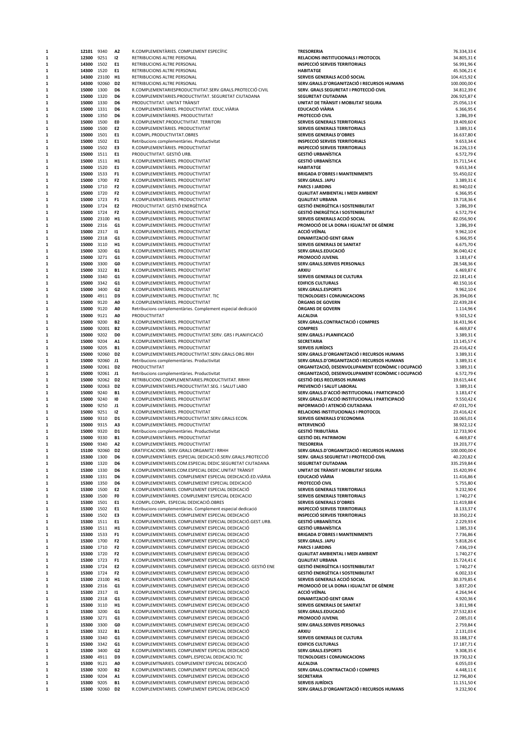| | | | | | | |
|---|---|---|---|---|---|---|
| 1 | 12101 | 9340 | A2 | R.COMPLEMENTÀRIES. COMPLEMENT ESPECÍFIC | TRESORERIA | 76.334,33 € |
| 1 | 12300 | 9251 | I2 | RETRIBUCIONS ALTRE PERSONAL | RELACIONS INSTITUCIONALS I PROTOCOL | 34.805,31 € |
| 1 | 14300 | 1502 | E1 | RETRIBUCIONS ALTRE PERSONAL | INSPECCIÓ SERVEIS TERRITORIALS | 56.991,96 € |
| 1 | 14300 | 1520 | E1 | RETRIBUCIONS ALTRE PERSONAL | HABITATGE | 45.506,21 € |
| 1 | 14300 | 23100 | H1 | RETRIBUCIONS ALTRE PERSONAL | SERVEIS GENERALS ACCIÓ SOCIAL | 104.415,92 € |
| 1 | 14300 | 92060 | D2 | RETRIBUCIONS ALTRE PERSONAL | SERV.GRALS.D'ORGANITZACIÓ I RECURSOS HUMANS | 100.000,00 € |
| 1 | 15000 | 1300 | D6 | R.COMPLEMENTARIESPRODUCTIVITAT.SERV.GRALS.PROTECCIÓ CIVIL | SERV. GRALS SEGURETAT I PROTECCIÓ CIVIL | 34.812,39 € |
| 1 | 15000 | 1320 | D6 | R.COMPLEMENTARIES.PRODUCTIVITAT. SEGURETAT CIUTADANA | SEGURETAT CIUTADANA | 206.925,87 € |
| 1 | 15000 | 1330 | D6 | PRODUCTIVITAT. UNITAT TRÀNSIT | UNITAT DE TRÀNSIT I MOBILITAT SEGURA | 25.056,13 € |
| 1 | 15000 | 1331 | D6 | R.COMPLEMENTÀRIES. PRODUCTIVITAT. EDUC.VIÀRIA | EDUCACIÓ VIÀRIA | 6.366,95 € |
| 1 | 15000 | 1350 | D6 | R.COMPLEMENTÀRIRES. PRODUCTIVITAT | PROTECCIÓ CIVIL | 3.286,39 € |
| 1 | 15000 | 1500 | E0 | R.COMPLEMENT.PRODUCTIVITAT. TERRITORI | SERVEIS GENERALS TERRITORIALS | 19.409,60 € |
| 1 | 15000 | 1500 | E2 | R.COMPLEMENTÀRIES. PRODUCTIVITAT | SERVEIS GENERALS TERRITORIALS | 3.389,31 € |
| 1 | 15000 | 1501 | E1 | R.COMPL.PRODUCTIVITAT.OBRES | SERVEIS GENERALS D'OBRES | 16.637,80 € |
| 1 | 15000 | 1502 | E1 | Retribucions complementàries. Productivitat | INSPECCIÓ SERVEIS TERRITORIALS | 9.653,34 € |
| 1 | 15000 | 1502 | E3 | R.COMPLEMENTÀRIES. PRODUCTIVITAT | INSPECCIÓ SERVEIS TERRITORIALS | 16.226,13 € |
| 1 | 15000 | 1511 | E1 | PRODUCTIVITAT. GESTIÓ URB. | GESTIÓ URBANÍSTICA | 6.572,79 € |
| 1 | 15000 | 1511 | H1 | R.COMPLEMENTÀRIES. PRODUCTIVITAT | GESTIÓ URBANÍSTICA | 15.711,54 € |
| 1 | 15000 | 1520 | E1 | R.COMPLEMENTÀRIES. PRODUCTIVITAT | HABITATGE | 9.653,34 € |
| 1 | 15000 | 1533 | F1 | R.COMPLEMENTÀRIES. PRODUCTIVITAT | BRIGADA D'OBRES I MANTENIMENTS | 55.450,02 € |
| 1 | 15000 | 1700 | F2 | R.COMPLEMENTÀRIES. PRODUCTIVITAT | SERV.GRALS. JAPU | 3.389,31 € |
| 1 | 15000 | 1710 | F2 | R.COMPLEMENTÀRIES. PRODUCTIVITAT | PARCS I JARDINS | 81.940,02 € |
| 1 | 15000 | 1720 | F2 | R.COMPLEMENTÀRIES. PRODUCTIVITAT | QUALITAT AMBIENTAL I MEDI AMBIENT | 6.366,95 € |
| 1 | 15000 | 1723 | F1 | R.COMPLEMENTÀRIES. PRODUCTIVITAT | QUALITAT URBANA | 19.718,36 € |
| 1 | 15000 | 1724 | E2 | PRODUCTIVITAT. GESTIÓ ENERGÈTICA | GESTIÓ ENERGÈTICA I SOSTENIBILITAT | 3.286,39 € |
| 1 | 15000 | 1724 | F2 | R.COMPLEMENTÀRIES. PRODUCTIVITAT | GESTIÓ ENERGÈTICA I SOSTENIBILITAT | 6.572,79 € |
| 1 | 15000 | 23100 | H1 | R.COMPLEMENTÀRIES. PRODUCTIVITAT | SERVEIS GENERALS ACCIÓ SOCIAL | 82.056,90 € |
| 1 | 15000 | 2316 | G1 | R.COMPLEMENTÀRIES. PRODUCTIVITAT | PROMOCIÓ DE LA DONA I IGUALTAT DE GÈNERE | 3.286,39 € |
| 1 | 15000 | 2317 | I1 | R.COMPLEMENTÀRIES. PRODUCTIVITAT | ACCIÓ VEÏNAL | 9.962,10 € |
| 1 | 15000 | 2318 | G1 | R.COMPLEMENTÀRIES. PRODUCTIVITAT | DINAMITZACIÓ GENT GRAN | 6.366,95 € |
| 1 | 15000 | 3110 | H1 | R.COMPLEMENTÀRIES. PRODUCTIVITAT | SERVEIS GENERALS DE SANITAT | 6.675,70 € |
| 1 | 15000 | 3200 | G1 | R.COMPLEMENTÀRIES. PRODUCTIVITAT | SERV.GRALS.EDUCACIÓ | 36.040,42 € |
| 1 | 15000 | 3271 | G1 | R.COMPLEMENTÀRIES. PRODUCTIVITAT | PROMOCIÓ JUVENIL | 3.183,47 € |
| 1 | 15000 | 3300 | G0 | R.COMPLEMENTÀRIES. PRODUCTIVITAT | SERV.GRALS.SERVEIS PERSONALS | 28.548,36 € |
| 1 | 15000 | 3322 | B1 | R.COMPLEMENTÀRIES. PRODUCTIVITAT | ARXIU | 6.469,87 € |
| 1 | 15000 | 3340 | G1 | R.COMPLEMENTÀRIES. PRODUCTIVITAT | SERVEIS GENERALS DE CULTURA | 22.181,41 € |
| 1 | 15000 | 3342 | G1 | R.COMPLEMENTÀRIES. PRODUCTIVITAT | EDIFICIS CULTURALS | 40.150,16 € |
| 1 | 15000 | 3400 | G2 | R.COMPLEMENTÀRIES. PRODUCTIVITAT | SERV.GRALS.ESPORTS | 9.962,10 € |
| 1 | 15000 | 4911 | D3 | R.COMPLEMENTAIRES. PRODUCTIVITAT. TIC | TECNOLOGIES I COMUNICACIONS | 26.394,06 € |
| 1 | 15000 | 9120 | A0 | R.COMPLEMENTÀRIES. PRODUCTIVITAT | ÒRGANS DE GOVERN | 22.439,28 € |
| 1 | 15000 | 9120 | A0 | Retribucions complementàries. Complement especial dedicació | ÒRGANS DE GOVERN | 1.114,96 € |
| 1 | 15000 | 9121 | A0 | PRODUCTIVITAT | ALCALDIA | 9.501,52 € |
| 1 | 15000 | 9200 | B2 | R.COMPLEMENTÀRIES. PRODUCTIVITAT | SERV.GRALS.CONTRACTACIÓ I COMPRES | 16.431,96 € |
| 1 | 15000 | 92001 | B2 | R.COMPLEMENTÀRIES. PRODUCTIVITAT | COMPRES | 6.469,87 € |
| 1 | 15000 | 9202 | D0 | R.COMPLEMENTARIES. PRODUCTIVITAT.SERV. GRS I PLANIFICACIÓ | SERV.GRALS.I PLANIFICACIÓ | 3.389,31 € |
| 1 | 15000 | 9204 | A1 | R.COMPLEMENTÀRIES. PRODUCTIVITAT | SECRETARIA | 13.145,57 € |
| 1 | 15000 | 9205 | B1 | R.COMPLEMENTÀRIES. PRODUCTIVITAT | SERVEIS JURÍDICS | 23.416,42 € |
| 1 | 15000 | 92060 | D2 | R.COMPLEMENTARIES.PRODUCTIVITAT.SERV.GRALS ORG RRH | SERV.GRALS.D'ORGANITZACIÓ I RECURSOS HUMANS | 3.389,31 € |
| 1 | 15000 | 92060 | J1 | Retribucions complementàries. Productivitat | SERV.GRALS.D'ORGANITZACIÓ I RECURSOS HUMANS | 3.389,31 € |
| 1 | 15000 | 92061 | D2 | PRODUCTIVITAT | ORGANITZACIÓ, DESENVOLUPAMENT ECONÒMIC I OCUPACIÓ | 3.389,31 € |
| 1 | 15000 | 92061 | J1 | Retribucions complementàries. Productivitat | ORGANITZACIÓ, DESENVOLUPAMENT ECONÒMIC I OCUPACIÓ | 6.572,79 € |
| 1 | 15000 | 92062 | D2 | RETRIBUCIONS COMPLEMENTARIES.PRODUCTIVITAT. RRHH | GESTIÓ DELS RECURSOS HUMANS | 19.615,44 € |
| 1 | 15000 | 92063 | D2 | R.COMPLEMENTARIES.PRODUCTIVITAT.SEG. I SALUT LABO | PREVENCIÓ I SALUT LABORAL | 3.389,31 € |
| 1 | 15000 | 9240 | B1 | R.COMPLEMENTÀRIES. PRODUCTIVITAT | SERV.GRALS.D'ACCIÓ INSTITUCIONAL I PARTICIPACIÓ | 3.183,47 € |
| 1 | 15000 | 9240 | I0 | R.COMPLEMENTÀRIES. PRODUCTIVITAT | SERV.GRALS.D'ACCIÓ INSTITUCIONAL I PARTICIPACIÓ | 9.550,42 € |
| 1 | 15000 | 9250 | J1 | R.COMPLEMENTÀRIES. PRODUCTIVITAT | INFORMACIÓ I ATENCIÓ CIUTADANA | 47.031,70 € |
| 1 | 15000 | 9251 | I2 | R.COMPLEMENTÀRIES. PRODUCTIVITAT | RELACIONS INSTITUCIONALS I PROTOCOL | 23.416,42 € |
| 1 | 15000 | 9310 | D1 | R.COMPLEMENTARIES.PRODUCTIVITAT.SERV.GRALS ECON. | SERVEIS GENERALS D'ECONOMIA | 10.065,01 € |
| 1 | 15000 | 9315 | A3 | R.COMPLEMENTÀRIES. PRODUCTIVITAT | INTERVENCIÓ | 38.922,12 € |
| 1 | 15000 | 9320 | D1 | Retribucions complementàries. Productivitat | GESTIÓ TRIBUTÀRIA | 12.733,90 € |
| 1 | 15000 | 9330 | B1 | R.COMPLEMENTÀRIES. PRODUCTIVITAT | GESTIÓ DEL PATRIMONI | 6.469,87 € |
| 1 | 15000 | 9340 | A2 | R.COMPLEMENTÀRIES. PRODUCTIVITAT | TRESORERIA | 19.203,77 € |
| 1 | 15100 | 92060 | D2 | GRATIFICACIONS. SERV.GRALS ORGANITZ I RRHH | SERV.GRALS.D'ORGANITZACIÓ I RECURSOS HUMANS | 100.000,00 € |
| 1 | 15300 | 1300 | D6 | R.COMPLEMENTÀRIES. ESPECIAL DEDICACIÓ.SERV.GRALS.PROTECCIÓ | SERV. GRALS SEGURETAT I PROTECCIÓ CIVIL | 40.220,82 € |
| 1 | 15300 | 1320 | D6 | R.COMPLEMENTARIES.COM.ESPECIAL DEDIC.SEGURETAT CIUTADANA | SEGURETAT CIUTADANA | 335.259,84 € |
| 1 | 15300 | 1330 | D6 | R.COMPLEMENTARIES.COM.ESPECIAL DEDIC.UNITAT TRÀNSIT | UNITAT DE TRÀNSIT I MOBILITAT SEGURA | 15.420,99 € |
| 1 | 15300 | 1331 | D6 | R.COMPLEMENTARIES. COMPLEMENT ESPECIAL DEDICACIÓ.ED.VIÀRIA | EDUCACIÓ VIÀRIA | 11.416,86 € |
| 1 | 15300 | 1350 | D6 | R.COMPLEMENTARIES. COMPLEMEENT ESPECIAL DEDICACIÓ | PROTECCIÓ CIVIL | 5.755,80 € |
| 1 | 15300 | 1500 | E2 | R.COMPLEMENTARIES. COMPLEMENT ESPECIAL DEDICACIÓ | SERVEIS GENERALS TERRITORIALS | 9.232,90 € |
| 1 | 15300 | 1500 | F0 | R.COMPLEMENTÀRIRES. COMPLEMENT ESPECIAL DEDICACIO | SERVEIS GENERALS TERRITORIALS | 1.740,27 € |
| 1 | 15300 | 1501 | E1 | R.COMPL.COMPL. ESPECIAL DEDICACIÓ.OBRES | SERVEIS GENERALS D'OBRES | 11.419,88 € |
| 1 | 15300 | 1502 | E1 | Retribucions complementàries. Complement especial dedicació | INSPECCIÓ SERVEIS TERRITORIALS | 8.133,37 € |
| 1 | 15300 | 1502 | E3 | R.COMPLEMENTARIES. COMPLEMENT ESPECIAL DEDICACIÓ | INSPECCIÓ SERVEIS TERRITORIALS | 10.350,22 € |
| 1 | 15300 | 1511 | E1 | R.COMPLEMENTARIES. COMPLEMENT ESPECIAL DEDICACIÓ.GEST.URB. | GESTIÓ URBANÍSTICA | 2.229,93 € |
| 1 | 15300 | 1511 | H1 | R.COMPLEMENTARIES. COMPLEMENT ESPECIAL DEDICACIÓ | GESTIÓ URBANÍSTICA | 1.385,33 € |
| 1 | 15300 | 1533 | F1 | R.COMPLEMENTARIES. COMPLEMENT ESPECIAL DEDICACIÓ | BRIGADA D'OBRES I MANTENIMENTS | 7.736,86 € |
| 1 | 15300 | 1700 | F2 | R.COMPLEMENTARIES. COMPLEMENT ESPECIAL DEDICACIÓ | SERV.GRALS. JAPU | 5.818,26 € |
| 1 | 15300 | 1710 | F2 | R.COMPLEMENTARIES. COMPLEMENT ESPECIAL DEDICACIÓ | PARCS I JARDINS | 7.436,19 € |
| 1 | 15300 | 1720 | F2 | R.COMPLEMENTARIES. COMPLEMENT ESPECIAL DEDICACIÓ | QUALITAT AMBIENTAL I MEDI AMBIENT | 1.740,27 € |
| 1 | 15300 | 1723 | F1 | R.COMPLEMENTARIES. COMPLEMENT ESPECIAL DEDICACIÓ | QUALITAT URBANA | 15.724,41 € |
| 1 | 15300 | 1724 | E2 | R.COMPLEMENTARIES. COMPLEMENT ESPECIAL DEDICACIÓ. GESTIÓ ENE | GESTIÓ ENERGÈTICA I SOSTENIBILITAT | 1.740,27 € |
| 1 | 15300 | 1724 | F2 | R.COMPLEMENTARIES. COMPLEMENT ESPECIAL DEDICACIÓ | GESTIÓ ENERGÈTICA I SOSTENIBILITAT | 6.002,33 € |
| 1 | 15300 | 23100 | H1 | R.COMPLEMENTARIES. COMPLEMENT ESPECIAL DEDICACIÓ | SERVEIS GENERALS ACCIÓ SOCIAL | 30.379,85 € |
| 1 | 15300 | 2316 | G1 | R.COMPLEMENTARIES. COMPLEMENT ESPECIAL DEDICACIÓ | PROMOCIÓ DE LA DONA I IGUALTAT DE GÈNERE | 3.837,20 € |
| 1 | 15300 | 2317 | I1 | R.COMPLEMENTARIES. COMPLEMENT ESPECIAL DEDICACIÓ | ACCIÓ VEÏNAL | 4.264,94 € |
| 1 | 15300 | 2318 | G1 | R.COMPLEMENTARIES. COMPLEMENT ESPECIAL DEDICACIÓ | DINAMITZACIÓ GENT GRAN | 4.920,36 € |
| 1 | 15300 | 3110 | H1 | R.COMPLEMENTARIES. COMPLEMENT ESPECIAL DEDICACIÓ | SERVEIS GENERALS DE SANITAT | 3.811,98 € |
| 1 | 15300 | 3200 | G1 | R.COMPLEMENTARIES. COMPLEMENT ESPECIAL DEDICACIÓ | SERV.GRALS.EDUCACIÓ | 27.532,83 € |
| 1 | 15300 | 3271 | G1 | R.COMPLEMENTARIES. COMPLEMENT ESPECIAL DEDICACIÓ | PROMOCIÓ JUVENIL | 2.085,01 € |
| 1 | 15300 | 3300 | G0 | R.COMPLEMENTARIES. COMPLEMENT ESPECIAL DEDICACIÓ | SERV.GRALS.SERVEIS PERSONALS | 2.759,84 € |
| 1 | 15300 | 3322 | B1 | R.COMPLEMENTARIES. COMPLEMENT ESPECIAL DEDICACIÓ | ARXIU | 2.131,03 € |
| 1 | 15300 | 3340 | G1 | R.COMPLEMENTARIES. COMPLEMENT ESPECIAL DEDICACIÓ | SERVEIS GENERALS DE CULTURA | 33.188,37 € |
| 1 | 15300 | 3342 | G1 | R.COMPLEMENTARIES. COMPLEMENT ESPECIAL DEDICACIÓ | EDIFICIS CULTURALS | 17.187,71 € |
| 1 | 15300 | 3400 | G2 | R.COMPLEMENTARIES. COMPLEMENT ESPECIAL DEDICACIÓ | SERV.GRALS.ESPORTS | 9.308,35 € |
| 1 | 15300 | 4911 | D3 | R.COMPLEMENTAIRES. COMPL.ESPECIAL DEDICACIO.TIC | TECNOLOGIES I COMUNICACIONS | 19.730,32 € |
| 1 | 15300 | 9121 | A0 | R.COMPLEMNTARIES. COMPLEMENT ESPECIAL DEDICACIÓ | ALCALDIA | 6.055,03 € |
| 1 | 15300 | 9200 | B2 | R.COMPLEMENTARIES. COMPLEMENT ESPECIAL DEDICACIÓ | SERV.GRALS.CONTRACTACIÓ I COMPRES | 4.448,11 € |
| 1 | 15300 | 9204 | A1 | R.COMPLEMENTARIES. COMPLEMENT ESPECIAL DEDICACIÓ | SECRETARIA | 12.796,80 € |
| 1 | 15300 | 9205 | B1 | R.COMPLEMENTARIES. COMPLEMENT ESPECIAL DEDICACIÓ | SERVEIS JURÍDICS | 11.151,50 € |
| 1 | 15300 | 92060 | D2 | R.COMPLEMENTARIES. COMPLEMENT ESPECIAL DEDICACIÓ | SERV.GRALS.D'ORGANITZACIÓ I RECURSOS HUMANS | 9.232,90 € |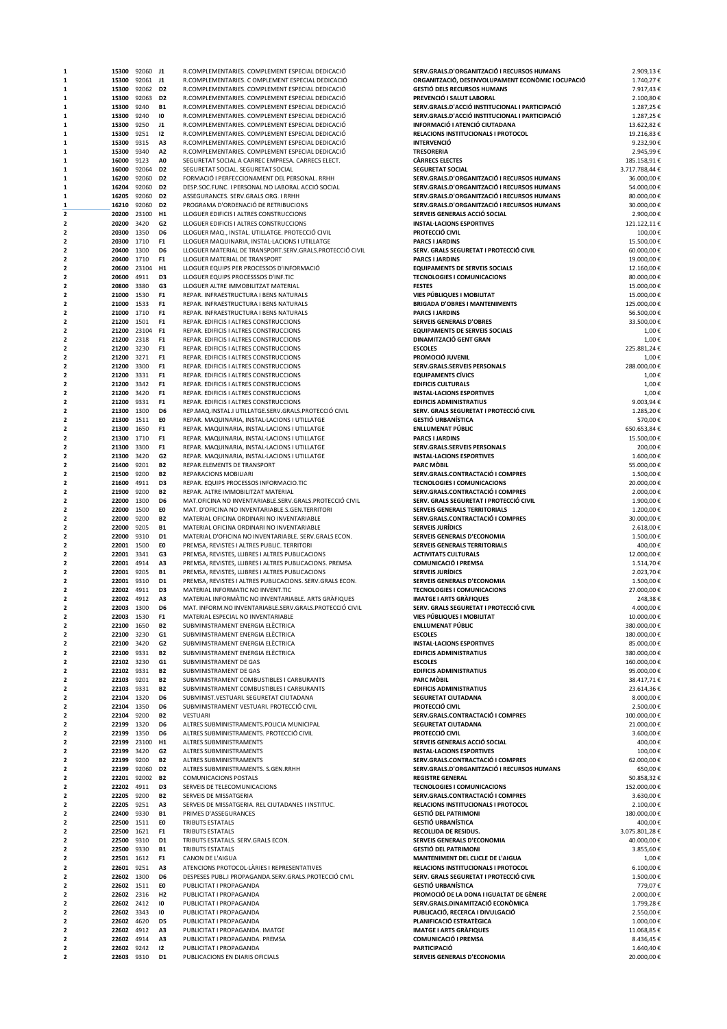| | | | | | | |
|---|---|---|---|---|---|---|
| 1 | 15300 | 92060 | J1 | R.COMPLEMENTARIES. COMPLEMENT ESPECIAL DEDICACIÓ | **SERV.GRALS.D'ORGANITZACIÓ I RECURSOS HUMANS** | 2.909,13 € |
| 1 | 15300 | 92061 | J1 | R.COMPLEMENTARIES. C OMPLEMENT ESPECIAL DEDICACIÓ | **ORGANITZACIÓ, DESENVOLUPAMENT ECONÒMIC I OCUPACIÓ** | 1.740,27 € |
| 1 | 15300 | 92062 | D2 | R.COMPLEMENTARIES. COMPLEMENT ESPECIAL DEDICACIÓ | **GESTIÓ DELS RECURSOS HUMANS** | 7.917,43 € |
| 1 | 15300 | 92063 | D2 | R.COMPLEMENTARIES. COMPLEMENT ESPECIAL DEDICACIÓ | **PREVENCIÓ I SALUT LABORAL** | 2.100,80 € |
| 1 | 15300 | 9240 | B1 | R.COMPLEMENTARIES. COMPLEMENT ESPECIAL DEDICACIÓ | **SERV.GRALS.D'ACCIÓ INSTITUCIONAL I PARTICIPACIÓ** | 1.287,25 € |
| 1 | 15300 | 9240 | I0 | R.COMPLEMENTARIES. COMPLEMENT ESPECIAL DEDICACIÓ | **SERV.GRALS.D'ACCIÓ INSTITUCIONAL I PARTICIPACIÓ** | 1.287,25 € |
| 1 | 15300 | 9250 | J1 | R.COMPLEMENTARIES. COMPLEMENT ESPECIAL DEDICACIÓ | **INFORMACIÓ I ATENCIÓ CIUTADANA** | 13.622,82 € |
| 1 | 15300 | 9251 | I2 | R.COMPLEMENTARIES. COMPLEMENT ESPECIAL DEDICACIÓ | **RELACIONS INSTITUCIONALS I PROTOCOL** | 19.216,83 € |
| 1 | 15300 | 9315 | A3 | R.COMPLEMENTARIES. COMPLEMENT ESPECIAL DEDICACIÓ | **INTERVENCIÓ** | 9.232,90 € |
| 1 | 15300 | 9340 | A2 | R.COMPLEMENTARIES. COMPLEMENT ESPECIAL DEDICACIÓ | **TRESORERIA** | 2.945,99 € |
| 1 | 16000 | 9123 | A0 | SEGURETAT SOCIAL A CARREC EMPRESA. CARRECS ELECT. | **CÀRRECS ELECTES** | 185.158,91 € |
| 1 | 16000 | 92064 | D2 | SEGURETAT SOCIAL. SEGURETAT SOCIAL | **SEGURETAT SOCIAL** | 3.717.788,44 € |
| 1 | 16200 | 92060 | D2 | FORMACIÓ I PERFECCIONAMENT DEL PERSONAL. RRHH | **SERV.GRALS.D'ORGANITZACIÓ I RECURSOS HUMANS** | 36.000,00 € |
| 1 | 16204 | 92060 | D2 | DESP.SOC.FUNC. I PERSONAL NO LABORAL ACCIÓ SOCIAL | **SERV.GRALS.D'ORGANITZACIÓ I RECURSOS HUMANS** | 54.000,00 € |
| 1 | 16205 | 92060 | D2 | ASSEGURANCES. SERV.GRALS ORG. I RRHH | **SERV.GRALS.D'ORGANITZACIÓ I RECURSOS HUMANS** | 80.000,00 € |
| 1 | 16210 | 92060 | D2 | PROGRAMA D'ORDENACIÓ DE RETRIBUCIONS | **SERV.GRALS.D'ORGANITZACIÓ I RECURSOS HUMANS** | 30.000,00 € |
| 2 | 20200 | 23100 | H1 | LLOGUER EDIFICIS I ALTRES CONSTRUCCIONS | **SERVEIS GENERALS ACCIÓ SOCIAL** | 2.900,00 € |
| 2 | 20200 | 3420 | G2 | LLOGUER EDIFICIS I ALTRES CONSTRUCCIONS | **INSTAL·LACIONS ESPORTIVES** | 121.122,11 € |
| 2 | 20300 | 1350 | D6 | LLOGUER MAQ., INSTAL. UTILLATGE. PROTECCIÓ CIVIL | **PROTECCIÓ CIVIL** | 100,00 € |
| 2 | 20300 | 1710 | F1 | LLOGUER MAQUINARIA, INSTAL·LACIONS I UTILLATGE | **PARCS I JARDINS** | 15.500,00 € |
| 2 | 20400 | 1300 | D6 | LLOGUER MATERIAL DE TRANSPORT.SERV.GRALS.PROTECCIÓ CIVIL | **SERV. GRALS SEGURETAT I PROTECCIÓ CIVIL** | 60.000,00 € |
| 2 | 20400 | 1710 | F1 | LLOGUER MATERIAL DE TRANSPORT | **PARCS I JARDINS** | 19.000,00 € |
| 2 | 20600 | 23104 | H1 | LLOGUER EQUIPS PER PROCESSOS D'INFORMACIÓ | **EQUIPAMENTS DE SERVEIS SOCIALS** | 12.160,00 € |
| 2 | 20600 | 4911 | D3 | LLOGUER EQUIPS PROCESSSOS D'INF.TIC | **TECNOLOGIES I COMUNICACIONS** | 80.000,00 € |
| 2 | 20800 | 3380 | G3 | LLOGUER ALTRE IMMOBILITZAT MATERIAL | **FESTES** | 15.000,00 € |
| 2 | 21000 | 1530 | F1 | REPAR. INFRAESTRUCTURA I BENS NATURALS | **VIES PÚBLIQUES I MOBILITAT** | 15.000,00 € |
| 2 | 21000 | 1533 | F1 | REPAR. INFRAESTRUCTURA I BENS NATURALS | **BRIGADA D'OBRES I MANTENIMENTS** | 125.000,00 € |
| 2 | 21000 | 1710 | F1 | REPAR. INFRAESTRUCTURA I BENS NATURALS | **PARCS I JARDINS** | 56.500,00 € |
| 2 | 21200 | 1501 | F1 | REPAR. EDIFICIS I ALTRES CONSTRUCCIONS | **SERVEIS GENERALS D'OBRES** | 33.500,00 € |
| 2 | 21200 | 23104 | F1 | REPAR. EDIFICIS I ALTRES CONSTRUCCIONS | **EQUIPAMENTS DE SERVEIS SOCIALS** | 1,00 € |
| 2 | 21200 | 2318 | F1 | REPAR. EDIFICIS I ALTRES CONSTRUCCIONS | **DINAMITZACIÓ GENT GRAN** | 1,00 € |
| 2 | 21200 | 3230 | F1 | REPAR. EDIFICIS I ALTRES CONSTRUCCIONS | **ESCOLES** | 225.881,24 € |
| 2 | 21200 | 3271 | F1 | REPAR. EDIFICIS I ALTRES CONSTRUCCIONS | **PROMOCIÓ JUVENIL** | 1,00 € |
| 2 | 21200 | 3300 | F1 | REPAR. EDIFICIS I ALTRES CONSTRUCCIONS | **SERV.GRALS.SERVEIS PERSONALS** | 288.000,00 € |
| 2 | 21200 | 3331 | F1 | REPAR. EDIFICIS I ALTRES CONSTRUCCIONS | **EQUIPAMENTS CÍVICS** | 1,00 € |
| 2 | 21200 | 3342 | F1 | REPAR. EDIFICIS I ALTRES CONSTRUCCIONS | **EDIFICIS CULTURALS** | 1,00 € |
| 2 | 21200 | 3420 | F1 | REPAR. EDIFICIS I ALTRES CONSTRUCCIONS | **INSTAL·LACIONS ESPORTIVES** | 1,00 € |
| 2 | 21200 | 9331 | F1 | REPAR. EDIFICIS I ALTRES CONSTRUCCIONS | **EDIFICIS ADMINISTRATIUS** | 9.003,94 € |
| 2 | 21300 | 1300 | D6 | REP.MAQ.INSTAL.I UTILLATGE.SERV.GRALS.PROTECCIÓ CIVIL | **SERV. GRALS SEGURETAT I PROTECCIÓ CIVIL** | 1.285,20 € |
| 2 | 21300 | 1511 | E0 | REPAR. MAQUINARIA, INSTAL·LACIONS I UTILLATGE | **GESTIÓ URBANÍSTICA** | 570,00 € |
| 2 | 21300 | 1650 | F1 | REPAR. MAQUINARIA, INSTAL·LACIONS I UTILLATGE | **ENLLUMENAT PÚBLIC** | 650.653,84 € |
| 2 | 21300 | 1710 | F1 | REPAR. MAQUINARIA, INSTAL·LACIONS I UTILLATGE | **PARCS I JARDINS** | 15.500,00 € |
| 2 | 21300 | 3300 | F1 | REPAR. MAQUINARIA, INSTAL·LACIONS I UTILLATGE | **SERV.GRALS.SERVEIS PERSONALS** | 200,00 € |
| 2 | 21300 | 3420 | G2 | REPAR. MAQUINARIA, INSTAL·LACIONS I UTILLATGE | **INSTAL·LACIONS ESPORTIVES** | 1.600,00 € |
| 2 | 21400 | 9201 | B2 | REPAR.ELEMENTS DE TRANSPORT | **PARC MÒBIL** | 55.000,00 € |
| 2 | 21500 | 9200 | B2 | REPARACIONS MOBILIARI | **SERV.GRALS.CONTRACTACIÓ I COMPRES** | 1.500,00 € |
| 2 | 21600 | 4911 | D3 | REPAR. EQUIPS PROCESSOS INFORMACIO.TIC | **TECNOLOGIES I COMUNICACIONS** | 20.000,00 € |
| 2 | 21900 | 9200 | B2 | REPAR. ALTRE IMMOBILITZAT MATERIAL | **SERV.GRALS.CONTRACTACIÓ I COMPRES** | 2.000,00 € |
| 2 | 22000 | 1300 | D6 | MAT.OFICINA NO INVENTARIABLE.SERV.GRALS.PROTECCIÓ CIVIL | **SERV. GRALS SEGURETAT I PROTECCIÓ CIVIL** | 1.900,00 € |
| 2 | 22000 | 1500 | E0 | MAT. D'OFICINA NO INVENTARIABLE.S.GEN.TERRITORI | **SERVEIS GENERALS TERRITORIALS** | 1.200,00 € |
| 2 | 22000 | 9200 | B2 | MATERIAL OFICINA ORDINARI NO INVENTARIABLE | **SERV.GRALS.CONTRACTACIÓ I COMPRES** | 30.000,00 € |
| 2 | 22000 | 9205 | B1 | MATERIAL OFICINA ORDINARI NO INVENTARIABLE | **SERVEIS JURÍDICS** | 2.618,00 € |
| 2 | 22000 | 9310 | D1 | MATERIAL D'OFICINA NO INVENTARIABLE. SERV.GRALS ECON. | **SERVEIS GENERALS D'ECONOMIA** | 1.500,00 € |
| 2 | 22001 | 1500 | E0 | PREMSA, REVISTES I ALTRES PUBLIC. TERRITORI | **SERVEIS GENERALS TERRITORIALS** | 400,00 € |
| 2 | 22001 | 3341 | G3 | PREMSA, REVISTES, LLIBRES I ALTRES PUBLICACIONS | **ACTIVITATS CULTURALS** | 12.000,00 € |
| 2 | 22001 | 4914 | A3 | PREMSA, REVISTES, LLIBRES I ALTRES PUBLICACIONS. PREMSA | **COMUNICACIÓ I PREMSA** | 1.514,70 € |
| 2 | 22001 | 9205 | B1 | PREMSA, REVISTES, LLIBRES I ALTRES PUBLICACIONS | **SERVEIS JURÍDICS** | 2.023,70 € |
| 2 | 22001 | 9310 | D1 | PREMSA, REVISTES I ALTRES PUBLICACIONS. SERV.GRALS ECON. | **SERVEIS GENERALS D'ECONOMIA** | 1.500,00 € |
| 2 | 22002 | 4911 | D3 | MATERIAL INFORMATIC NO INVENT.TIC | **TECNOLOGIES I COMUNICACIONS** | 27.000,00 € |
| 2 | 22002 | 4912 | A3 | MATERIAL INFORMÀTIC NO INVENTARIABLE. ARTS GRÀFIQUES | **IMATGE I ARTS GRÀFIQUES** | 248,38 € |
| 2 | 22003 | 1300 | D6 | MAT. INFORM.NO INVENTARIABLE.SERV.GRALS.PROTECCIÓ CIVIL | **SERV. GRALS SEGURETAT I PROTECCIÓ CIVIL** | 4.000,00 € |
| 2 | 22003 | 1530 | F1 | MATERIAL ESPECIAL NO INVENTARIABLE | **VIES PÚBLIQUES I MOBILITAT** | 10.000,00 € |
| 2 | 22100 | 1650 | B2 | SUBMINISTRAMENT ENERGIA ELÈCTRICA | **ENLLUMENAT PÚBLIC** | 380.000,00 € |
| 2 | 22100 | 3230 | G1 | SUBMINISTRAMENT ENERGIA ELÈCTRICA | **ESCOLES** | 180.000,00 € |
| 2 | 22100 | 3420 | G2 | SUBMINISTRAMENT ENERGIA ELÈCTRICA | **INSTAL·LACIONS ESPORTIVES** | 85.000,00 € |
| 2 | 22100 | 9331 | B2 | SUBMINISTRAMENT ENERGIA ELÈCTRICA | **EDIFICIS ADMINISTRATIUS** | 380.000,00 € |
| 2 | 22102 | 3230 | G1 | SUBMINISTRAMENT DE GAS | **ESCOLES** | 160.000,00 € |
| 2 | 22102 | 9331 | B2 | SUBMINISTRAMENT DE GAS | **EDIFICIS ADMINISTRATIUS** | 95.000,00 € |
| 2 | 22103 | 9201 | B2 | SUBMINISTRAMENT COMBUSTIBLES I CARBURANTS | **PARC MÒBIL** | 38.417,71 € |
| 2 | 22103 | 9331 | B2 | SUBMINISTRAMENT COMBUSTIBLES I CARBURANTS | **EDIFICIS ADMINISTRATIUS** | 23.614,36 € |
| 2 | 22104 | 1320 | D6 | SUBMINIST.VESTUARI. SEGURETAT CIUTADANA | **SEGURETAT CIUTADANA** | 8.000,00 € |
| 2 | 22104 | 1350 | D6 | SUBMINISTRAMENT VESTUARI. PROTECCIÓ CIVIL | **PROTECCIÓ CIVIL** | 2.500,00 € |
| 2 | 22104 | 9200 | B2 | VESTUARI | **SERV.GRALS.CONTRACTACIÓ I COMPRES** | 100.000,00 € |
| 2 | 22199 | 1320 | D6 | ALTRES SUBMINISTRAMENTS.POLICIA MUNICIPAL | **SEGURETAT CIUTADANA** | 21.000,00 € |
| 2 | 22199 | 1350 | D6 | ALTRES SUBMINISTRAMENTS. PROTECCIÓ CIVIL | **PROTECCIÓ CIVIL** | 3.600,00 € |
| 2 | 22199 | 23100 | H1 | ALTRES SUBMINISTRAMENTS | **SERVEIS GENERALS ACCIÓ SOCIAL** | 400,00 € |
| 2 | 22199 | 3420 | G2 | ALTRES SUBMINISTRAMENTS | **INSTAL·LACIONS ESPORTIVES** | 100,00 € |
| 2 | 22199 | 9200 | B2 | ALTRES SUBMINISTRAMENTS | **SERV.GRALS.CONTRACTACIÓ I COMPRES** | 62.000,00 € |
| 2 | 22199 | 92060 | D2 | ALTRES SUBMINISTRAMENTS. S.GEN.RRHH | **SERV.GRALS.D'ORGANITZACIÓ I RECURSOS HUMANS** | 650,00 € |
| 2 | 22201 | 92002 | B2 | COMUNICACIONS POSTALS | **REGISTRE GENERAL** | 50.858,32 € |
| 2 | 22202 | 4911 | D3 | SERVEIS DE TELECOMUNICACIONS | **TECNOLOGIES I COMUNICACIONS** | 152.000,00 € |
| 2 | 22205 | 9200 | B2 | SERVEIS DE MISSATGERIA | **SERV.GRALS.CONTRACTACIÓ I COMPRES** | 3.630,00 € |
| 2 | 22205 | 9251 | A3 | SERVEIS DE MISSATGERIA. REL CIUTADANES I INSTITUC. | **RELACIONS INSTITUCIONALS I PROTOCOL** | 2.100,00 € |
| 2 | 22400 | 9330 | B1 | PRIMES D'ASSEGURANCES | **GESTIÓ DEL PATRIMONI** | 180.000,00 € |
| 2 | 22500 | 1511 | E0 | TRIBUTS ESTATALS | **GESTIÓ URBANÍSTICA** | 400,00 € |
| 2 | 22500 | 1621 | F1 | TRIBUTS ESTATALS | **RECOLLIDA DE RESIDUS.** | 3.075.801,28 € |
| 2 | 22500 | 9310 | D1 | TRIBUTS ESTATALS. SERV.GRALS ECON. | **SERVEIS GENERALS D'ECONOMIA** | 40.000,00 € |
| 2 | 22500 | 9330 | B1 | TRIBUTS ESTATALS | **GESTIÓ DEL PATRIMONI** | 3.855,60 € |
| 2 | 22501 | 1612 | F1 | CANON DE L'AIGUA | **MANTENIMENT DEL CLICLE DE L'AIGUA** | 1,00 € |
| 2 | 22601 | 9251 | A3 | ATENCIONS PROTOCOL·LÀRIES I REPRESENTATIVES | **RELACIONS INSTITUCIONALS I PROTOCOL** | 6.100,00 € |
| 2 | 22602 | 1300 | D6 | DESPESES PUBL.I PROPAGANDA.SERV.GRALS.PROTECCIÓ CIVIL | **SERV. GRALS SEGURETAT I PROTECCIÓ CIVIL** | 1.500,00 € |
| 2 | 22602 | 1511 | E0 | PUBLICITAT I PROPAGANDA | **GESTIÓ URBANÍSTICA** | 779,07 € |
| 2 | 22602 | 2316 | H2 | PUBLICITAT I PROPAGANDA | **PROMOCIÓ DE LA DONA I IGUALTAT DE GÈNERE** | 2.000,00 € |
| 2 | 22602 | 2412 | I0 | PUBLICITAT I PROPAGANDA | **SERV.GRALS.DINAMITZACIÓ ECONÒMICA** | 1.799,28 € |
| 2 | 22602 | 3343 | I0 | PUBLICITAT I PROPAGANDA | **PUBLICACIÓ, RECERCA I DIVULGACIÓ** | 2.550,00 € |
| 2 | 22602 | 4620 | D5 | PUBLICITAT I PROPAGANDA | **PLANIFICACIÓ ESTRATÈGICA** | 1.000,00 € |
| 2 | 22602 | 4912 | A3 | PUBLICITAT I PROPAGANDA. IMATGE | **IMATGE I ARTS GRÀFIQUES** | 11.068,85 € |
| 2 | 22602 | 4914 | A3 | PUBLICITAT I PROPAGANDA. PREMSA | **COMUNICACIÓ I PREMSA** | 8.436,45 € |
| 2 | 22602 | 9242 | I2 | PUBLICITAT I PROPAGANDA | **PARTICIPACIÓ** | 1.640,40 € |
| 2 | 22603 | 9310 | D1 | PUBLICACIONS EN DIARIS OFICIALS | **SERVEIS GENERALS D'ECONOMIA** | 20.000,00 € |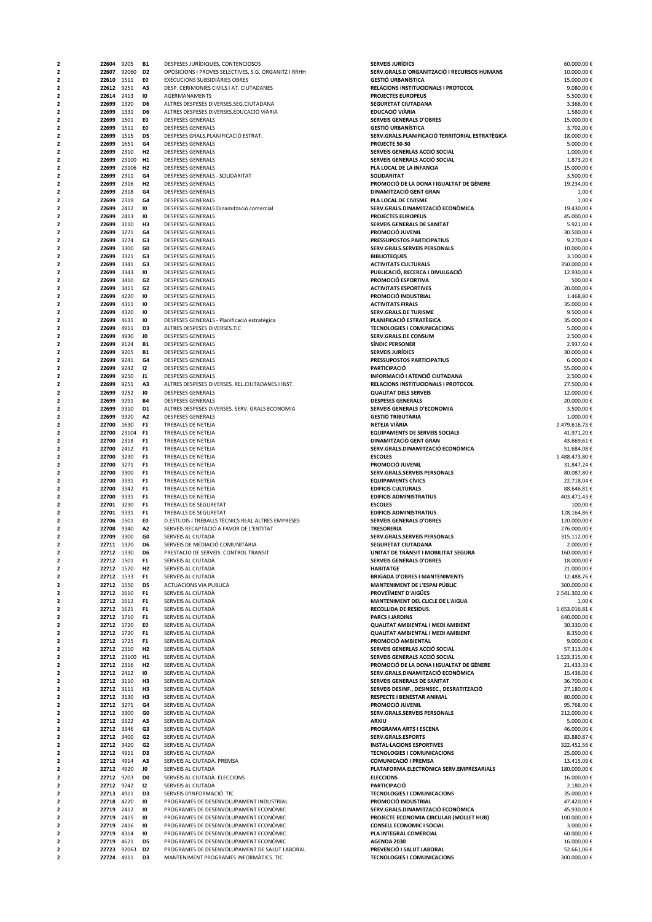| | | | | | | |
|---|---|---|---|---|---|---|
| 2 | 22604 | 9205 | B1 | DESPESES JURÍDIQUES, CONTENCIOSOS | **SERVEIS JURÍDICS** | 60.000,00 € |
| 2 | 22607 | 92060 | D2 | OPOSICIONS I PROVES SELECTIVES. S.G. ORGANITZ I RRHH | **SERV.GRALS.D'ORGANITZACIÓ I RECURSOS HUMANS** | 10.000,00 € |
| 2 | 22610 | 1511 | E0 | EXECUCIONS SUBSIDIÀRIES OBRES | **GESTIÓ URBANÍSTICA** | 15.000,00 € |
| 2 | 22612 | 9251 | A3 | DESP. CERIMONIES CIVILS I AT. CIUTADANES | **RELACIONS INSTITUCIONALS I PROTOCOL** | 9.080,00 € |
| 2 | 22614 | 2413 | I0 | AGERMANAMENTS | **PROJECTES EUROPEUS** | 5.500,00 € |
| 2 | 22699 | 1320 | D6 | ALTRES DESPESES DIVERSES.SEG.CIUTADANA | **SEGURETAT CIUTADANA** | 3.366,00 € |
| 2 | 22699 | 1331 | D6 | ALTRES DESPESES DIVERSES.EDUCACIÓ VIÀRIA | **EDUCACIÓ VIÀRIA** | 1.580,00 € |
| 2 | 22699 | 1501 | E0 | DESPESES GENERALS | **SERVEIS GENERALS D'OBRES** | 15.000,00 € |
| 2 | 22699 | 1511 | E0 | DESPESES GENERALS | **GESTIÓ URBANÍSTICA** | 3.702,00 € |
| 2 | 22699 | 1515 | D5 | DESPESES GRALS.PLANIFICACIÓ ESTRAT. | **SERV.GRALS.PLANIFICACIÓ TERRITORIAL ESTRATÈGICA** | 18.000,00 € |
| 2 | 22699 | 1651 | G4 | DESPESES GENERALS | **PROJECTE 50-50** | 5.000,00 € |
| 2 | 22699 | 2310 | H2 | DESPESES GENERALS | **SERVEIS GENERLAS ACCIÓ SOCIAL** | 1.000,00 € |
| 2 | 22699 | 23100 | H1 | DESPESES GENERALS | **SERVEIS GENERALS ACCIÓ SOCIAL** | 1.873,20 € |
| 2 | 22699 | 23106 | H2 | DESPESES GENERALS | **PLA LOCAL DE LA INFANCIA** | 15.000,00 € |
| 2 | 22699 | 2311 | G4 | DESPESES GENERALS - SOLIDARITAT | **SOLIDARITAT** | 3.500,00 € |
| 2 | 22699 | 2316 | H2 | DESPESES GENERALS | **PROMOCIÓ DE LA DONA I IGUALTAT DE GÈNERE** | 19.234,00 € |
| 2 | 22699 | 2318 | G4 | DESPESES GENERALS | **DINAMITZACIÓ GENT GRAN** | 1,00 € |
| 2 | 22699 | 2319 | G4 | DESPESES GENERALS | **PLA LOCAL DE CIVISME** | 1,00 € |
| 2 | 22699 | 2412 | I0 | DESPESES GENERALS Dinamització comercial | **SERV.GRALS.DINAMITZACIÓ ECONÒMICA** | 19.430,00 € |
| 2 | 22699 | 2413 | I0 | DESPESES GENERALS | **PROJECTES EUROPEUS** | 45.000,00 € |
| 2 | 22699 | 3110 | H3 | DESPESES GENERALS | **SERVEIS GENERALS DE SANITAT** | 5.921,00 € |
| 2 | 22699 | 3271 | G4 | DESPESES GENERALS | **PROMOCIÓ JUVENIL** | 30.500,00 € |
| 2 | 22699 | 3274 | G3 | DESPESES GENERALS | **PRESSUPOSTOS PARTICIPATIUS** | 9.270,00 € |
| 2 | 22699 | 3300 | G0 | DESPESES GENERALS | **SERV.GRALS.SERVEIS PERSONALS** | 10.000,00 € |
| 2 | 22699 | 3321 | G3 | DESPESES GENERALS | **BIBLIOTEQUES** | 3.100,00 € |
| 2 | 22699 | 3341 | G3 | DESPESES GENERALS | **ACTIVITATS CULTURALS** | 350.000,00 € |
| 2 | 22699 | 3343 | I0 | DESPESES GENERALS | **PUBLICACIÓ, RECERCA I DIVULGACIÓ** | 12.930,00 € |
| 2 | 22699 | 3410 | G2 | DESPESES GENERALS | **PROMOCIÓ ESPORTIVA** | 500,00 € |
| 2 | 22699 | 3411 | G2 | DESPESES GENERALS | **ACTIVITATS ESPORTIVES** | 20.000,00 € |
| 2 | 22699 | 4220 | I0 | DESPESES GENERALS | **PROMOCIÓ INDUSTRIAL** | 1.468,80 € |
| 2 | 22699 | 4311 | I0 | DESPESES GENERALS | **ACTIVITATS FIRALS** | 35.000,00 € |
| 2 | 22699 | 4320 | I0 | DESPESES GENERALS | **SERV.GRALS.DE TURISME** | 9.500,00 € |
| 2 | 22699 | 4631 | I0 | DESPESES GENERALS - Planificació estratègica | **PLANIFICACIÓ ESTRATÈGICA** | 35.000,00 € |
| 2 | 22699 | 4911 | D3 | ALTRES DESPESES DIVERSES.TIC | **TECNOLOGIES I COMUNICACIONS** | 5.000,00 € |
| 2 | 22699 | 4930 | J0 | DESPESES GENERALS | **SERV.GRALS.DE CONSUM** | 2.500,00 € |
| 2 | 22699 | 9124 | B1 | DESPESES GENERALS | **SÍNDIC PERSONER** | 2.937,60 € |
| 2 | 22699 | 9205 | B1 | DESPESES GENERALS | **SERVEIS JURÍDICS** | 30.000,00 € |
| 2 | 22699 | 9241 | G4 | DESPESES GENERALS | **PRESSUPOSTOS PARTICIPATIUS** | 6.000,00 € |
| 2 | 22699 | 9242 | I2 | DESPESES GENERALS | **PARTICIPACIÓ** | 55.000,00 € |
| 2 | 22699 | 9250 | J1 | DESPESES GENERALS | **INFORMACIÓ I ATENCIÓ CIUTADANA** | 2.500,00 € |
| 2 | 22699 | 9251 | A3 | ALTRES DESPESES DIVERSES. REL.CIUTADANES I INST. | **RELACIONS INSTITUCIONALS I PROTOCOL** | 27.500,00 € |
| 2 | 22699 | 9252 | J0 | DESPESES GENERALS | **QUALITAT DELS SERVEIS** | 12.000,00 € |
| 2 | 22699 | 9291 | B4 | DESPESES GENERALS | **DESPESES GENERALS** | 20.000,00 € |
| 2 | 22699 | 9310 | D1 | ALTRES DESPESES DIVERSES. SERV. GRALS ECONOMIA | **SERVEIS GENERALS D'ECONOMIA** | 3.500,00 € |
| 2 | 22699 | 9320 | A2 | DESPESES GENERALS | **GESTIÓ TRIBUTÀRIA** | 1.000,00 € |
| 2 | 22700 | 1630 | F1 | TREBALLS DE NETEJA | **NETEJA VIÀRIA** | 2.479.616,73 € |
| 2 | 22700 | 23104 | F1 | TREBALLS DE NETEJA | **EQUIPAMENTS DE SERVEIS SOCIALS** | 41.971,20 € |
| 2 | 22700 | 2318 | F1 | TREBALLS DE NETEJA | **DINAMITZACIÓ GENT GRAN** | 43.669,61 € |
| 2 | 22700 | 2412 | F1 | TREBALLS DE NETEJA | **SERV.GRALS.DINAMITZACIÓ ECONÒMICA** | 51.688,08 € |
| 2 | 22700 | 3230 | F1 | TREBALLS DE NETEJA | **ESCOLES** | 1.488.473,80 € |
| 2 | 22700 | 3271 | F1 | TREBALLS DE NETEJA | **PROMOCIÓ JUVENIL** | 31.847,24 € |
| 2 | 22700 | 3300 | F1 | TREBALLS DE NETEJA | **SERV.GRALS.SERVEIS PERSONALS** | 80.087,80 € |
| 2 | 22700 | 3331 | F1 | TREBALLS DE NETEJA | **EQUIPAMENTS CÍVICS** | 22.718,04 € |
| 2 | 22700 | 3342 | F1 | TREBALLS DE NETEJA | **EDIFICIS CULTURALS** | 88.646,81 € |
| 2 | 22700 | 9331 | F1 | TREBALLS DE NETEJA | **EDIFICIS ADMINISTRATIUS** | 403.471,43 € |
| 2 | 22701 | 3230 | F1 | TREBALLS DE SEGURETAT | **ESCOLES** | 100,00 € |
| 2 | 22701 | 9331 | F1 | TREBALLS DE SEGURETAT | **EDIFICIS ADMINISTRATIUS** | 128.164,86 € |
| 2 | 22706 | 1501 | E0 | D.ESTUDIS I TREBALLS TÈCNICS REAL.ALTRES EMPRESES | **SERVEIS GENERALS D'OBRES** | 120.000,00 € |
| 2 | 22708 | 9340 | A2 | SERVEIS RECAPTACIÓ A FAVOR DE L'ENTITAT | **TRESORERIA** | 276.000,00 € |
| 2 | 22709 | 3300 | G0 | SERVEIS AL CIUTADÀ | **SERV.GRALS.SERVEIS PERSONALS** | 315.112,00 € |
| 2 | 22711 | 1320 | D6 | SERVEIS DE MEDIACIÓ COMUNITÀRIA | **SEGURETAT CIUTADANA** | 2.000,00 € |
| 2 | 22712 | 1330 | D6 | PRESTACIO DE SERVEIS. CONTROL TRANSIT | **UNITAT DE TRÀNSIT I MOBILITAT SEGURA** | 160.000,00 € |
| 2 | 22712 | 1501 | F1 | SERVEIS AL CIUTADÀ | **SERVEIS GENERALS D'OBRES** | 18.000,00 € |
| 2 | 22712 | 1520 | H2 | SERVEIS AL CIUTADÀ | **HABITATGE** | 21.000,00 € |
| 2 | 22712 | 1533 | F1 | SERVEIS AL CIUTADÀ | **BRIGADA D'OBRES I MANTENIMENTS** | 12.488,76 € |
| 2 | 22712 | 1550 | D5 | ACTUACIONS VIA PUBLICA | **MANTENIMENT DE L'ESPAI PÚBLIC** | 300.000,00 € |
| 2 | 22712 | 1610 | F1 | SERVEIS AL CIUTADÀ | **PROVEÏMENT D'AIGÜES** | 2.541.302,00 € |
| 2 | 22712 | 1612 | F1 | SERVEIS AL CIUTADÀ | **MANTENIMENT DEL CLICLE DE L'AIGUA** | 1,00 € |
| 2 | 22712 | 1621 | F1 | SERVEIS AL CIUTADÀ | **RECOLLIDA DE RESIDUS.** | 1.653.016,81 € |
| 2 | 22712 | 1710 | F1 | SERVEIS AL CIUTADÀ | **PARCS I JARDINS** | 640.000,00 € |
| 2 | 22712 | 1720 | E0 | SERVEIS AL CIUTADÀ | **QUALITAT AMBIENTAL I MEDI AMBIENT** | 30.330,00 € |
| 2 | 22712 | 1720 | F1 | SERVEIS AL CIUTADÀ | **QUALITAT AMBIENTAL I MEDI AMBIENT** | 8.350,00 € |
| 2 | 22712 | 1725 | F1 | SERVEIS AL CIUTADÀ | **PROMOCIÓ AMBIENTAL** | 9.000,00 € |
| 2 | 22712 | 2310 | H2 | SERVEIS AL CIUTADÀ | **SERVEIS GENERLAS ACCIÓ SOCIAL** | 57.313,00 € |
| 2 | 22712 | 23100 | H1 | SERVEIS AL CIUTADÀ | **SERVEIS GENERALS ACCIÓ SOCIAL** | 1.523.315,00 € |
| 2 | 22712 | 2316 | H2 | SERVEIS AL CIUTADÀ | **PROMOCIÓ DE LA DONA I IGUALTAT DE GÈNERE** | 21.433,33 € |
| 2 | 22712 | 2412 | I0 | SERVEIS AL CIUTADÀ | **SERV.GRALS.DINAMITZACIÓ ECONÒMICA** | 15.436,00 € |
| 2 | 22712 | 3110 | H3 | SERVEIS AL CIUTADÀ | **SERVEIS GENERALS DE SANITAT** | 36.700,00 € |
| 2 | 22712 | 3111 | H3 | SERVEIS AL CIUTADÀ | **SERVEIS DESINF., DESINSEC., DESRATITZACIÓ** | 27.180,00 € |
| 2 | 22712 | 3130 | H3 | SERVEIS AL CIUTADÀ | **RESPECTE I BENESTAR ANIMAL** | 80.000,00 € |
| 2 | 22712 | 3271 | G4 | SERVEIS AL CIUTADÀ | **PROMOCIÓ JUVENIL** | 95.768,00 € |
| 2 | 22712 | 3300 | G0 | SERVEIS AL CIUTADÀ | **SERV.GRALS.SERVEIS PERSONALS** | 212.000,00 € |
| 2 | 22712 | 3322 | A3 | SERVEIS AL CIUTADÀ | **ARXIU** | 5.000,00 € |
| 2 | 22712 | 3346 | G3 | SERVEIS AL CIUTADÀ | **PROGRAMA ARTS I ESCENA** | 46.000,00 € |
| 2 | 22712 | 3400 | G2 | SERVEIS AL CIUTADÀ | **SERV.GRALS.ESPORTS** | 83.880,87 € |
| 2 | 22712 | 3420 | G2 | SERVEIS AL CIUTADÀ | **INSTAL·LACIONS ESPORTIVES** | 322.452,56 € |
| 2 | 22712 | 4911 | D3 | SERVEIS AL CIUTADÀ | **TECNOLOGIES I COMUNICACIONS** | 25.000,00 € |
| 2 | 22712 | 4914 | A3 | SERVEIS AL CIUTADÀ. PREMSA | **COMUNICACIÓ I PREMSA** | 13.415,09 € |
| 2 | 22712 | 4920 | J0 | SERVEIS AL CIUTADÀ | **PLATAFORMA ELECTRÒNICA SERV.EMPRESARIALS** | 180.000,00 € |
| 2 | 22712 | 9203 | D0 | SERVEIS AL CIUTADÀ. ELECCIONS | **ELECCIONS** | 16.000,00 € |
| 2 | 22712 | 9242 | I2 | SERVEIS AL CIUTADÀ | **PARTICIPACIÓ** | 2.180,20 € |
| 2 | 22713 | 4911 | D3 | SERVEIS D'INFORMACIÓ. TIC | **TECNOLOGIES I COMUNICACIONS** | 35.000,00 € |
| 2 | 22718 | 4220 | I0 | PROGRAMES DE DESENVOLUPAMENT INDUSTRIAL | **PROMOCIÓ INDUSTRIAL** | 47.420,00 € |
| 2 | 22719 | 2412 | I0 | PROGRAMES DE DESENVOLUPAMENT ECONÒMIC | **SERV.GRALS.DINAMITZACIÓ ECONÒMICA** | 45.930,00 € |
| 2 | 22719 | 2415 | I0 | PROGRAMES DE DESENVOLUPAMENT ECONÒMIC | **PROJECTE ECONOMIA CIRCULAR (MOLLET HUB)** | 100.000,00 € |
| 2 | 22719 | 2416 | I0 | PROGRAMES DE DESENVOLUPAMENT ECONÒMIC | **CONSELL ECONOMIC I SOCIAL** | 3.000,00 € |
| 2 | 22719 | 4314 | I0 | PROGRAMES DE DESENVOLUPAMENT ECONÒMIC | **PLA INTEGRAL COMERCIAL** | 60.000,00 € |
| 2 | 22719 | 4621 | D5 | PROGRAMES DE DESENVOLUPAMENT ECONÒMIC | **AGENDA 2030** | 16.000,00 € |
| 2 | 22723 | 92063 | D2 | PROGRAMES DE DESENVOLUPAMENT DE SALUT LABORAL | **PREVENCIÓ I SALUT LABORAL** | 52.661,06 € |
| 2 | 22724 | 4911 | D3 | MANTENIMENT PROGRAMES INFORMÀTICS. TIC | **TECNOLOGIES I COMUNICACIONS** | 300.000,00 € |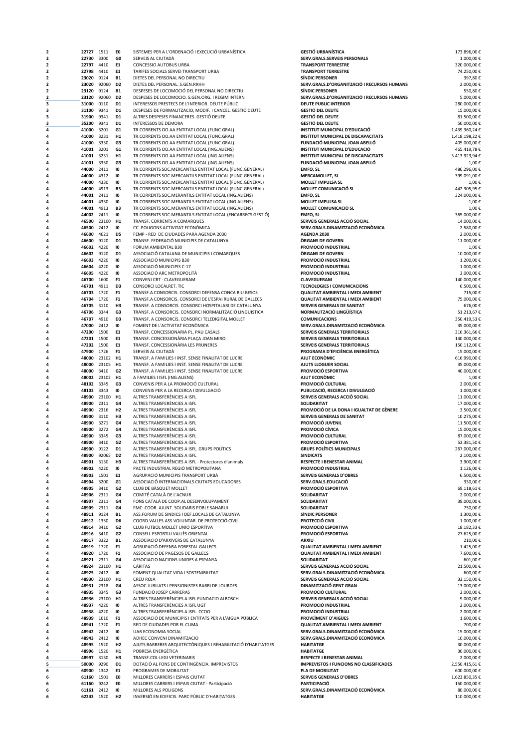| | | | | | | |
|---|---|---|---|---|---|---|
| 2 | 22727 | 1511 | E0 | SISTEMES PER A L'ORDENACIÓ I EXECUCIÓ URBANÍSTICA | GESTIÓ URBANÍSTICA | 173.896,00 € |
| 2 | 22730 | 3300 | G0 | SERVEIS AL CIUTADÀ | SERV.GRALS.SERVEIS PERSONALS | 1.000,00 € |
| 2 | 22797 | 4410 | E1 | CONCESSIO AUTOBUS URBA | TRANSPORT TERRESTRE | 320.000,00 € |
| 2 | 22798 | 4410 | E1 | TARIFES SOCIALS SERVEI TRANSPORT URBA | TRANSPORT TERRESTRE | 74.250,00 € |
| 2 | 23020 | 9124 | B1 | DIETES DEL PERSONAL NO DIRECTIU | SÍNDIC PERSONER | 397,80 € |
| 2 | 23020 | 92060 | D2 | DIETES DEL PERSONAL. S.GEN.RRHH | SERV.GRALS.D'ORGANITZACIÓ I RECURSOS HUMANS | 2.000,00 € |
| 2 | 23120 | 9124 | B1 | DESPESES DE LOCOMOCIÓ DEL PERSONAL NO DIRECTIU | SÍNDIC PERSONER | 550,80 € |
| 2 | 23120 | 92060 | D2 | DESPESES DE LOCOMOCIO. S.GEN.ORG. I REGIM INTERN | SERV.GRALS.D'ORGANITZACIÓ I RECURSOS HUMANS | 5.000,00 € |
| 3 | 31000 | 0110 | D1 | INTERESSOS PRESTECS DE L'INTERIOR. DEUTE PÚBLIC | DEUTE PUBLIC INTERIOR | 280.000,00 € |
| 3 | 31100 | 9341 | D1 | DESPESES DE FORMALITZACIO, MODIF. I CANCEL. GESTIÓ DEUTE | GESTIÓ DEL DEUTE | 15.000,00 € |
| 3 | 31900 | 9341 | D1 | ALTRES DESPESES FINANCERES. GESTIÓ DEUTE | GESTIÓ DEL DEUTE | 81.500,00 € |
| 3 | 35200 | 9341 | D1 | INTERESSOS DE DEMORA | GESTIÓ DEL DEUTE | 50.000,00 € |
| 4 | 41000 | 3201 | G1 | TR.CORRENTS OO.AA ENTITAT LOCAL (FUNC.GRAL) | INSTITUT MUNICIPAL D'EDUCACIÓ | 1.439.360,24 € |
| 4 | 41000 | 3231 | H1 | TR.CORRENTS OO.AA ENTITAT LOCAL (FUNC.GRAL) | INSTITUT MUNICIPAL DE DISCAPACITATS | 1.418.198,22 € |
| 4 | 41000 | 3330 | G3 | TR.CORRENTS OO.AA ENTITAT LOCAL (FUNC.GRAL) | FUNDACIÓ MUNICIPAL JOAN ABELLÓ | 405.000,00 € |
| 4 | 41001 | 3201 | G1 | TR.CORRENTS OO.AA ENTITAT LOCAL (ING.ALIENS) | INSTITUT MUNICIPAL D'EDUCACIÓ | 465.419,78 € |
| 4 | 41001 | 3231 | H1 | TR.CORRENTS OO.AA ENTITAT LOCAL (ING.ALIENS) | INSTITUT MUNICIPAL DE DISCAPACITATS | 3.413.923,94 € |
| 4 | 41001 | 3330 | G3 | TR.CORRENTS OO.AA ENTITAT LOCAL (ING.ALIENS) | FUNDACIÓ MUNICIPAL JOAN ABELLÓ | 1,00 € |
| 4 | 44000 | 2411 | I0 | TR.CORRENTS SOC.MERCANTILS ENTITAT LOCAL (FUNC.GENERAL) | EMFO, SL | 486.296,00 € |
| 4 | 44000 | 4312 | I0 | TR.CORRENTS SOC.MERCANTILS ENTITAT LOCAL (FUNC.GENERAL) | MERCAMOLLET, SL | 399.091,00 € |
| 4 | 44000 | 4330 | I0 | TR.CORRENTS SOC.MERCANTILS ENTITAT LOCAL (FUNC.GENERAL) | MOLLET IMPULSA SL | 1,00 € |
| 4 | 44000 | 4913 | B3 | TR.CORRENTS SOC.MERCANTILS ENTITAT LOCAL (FUNC.GENERAL) | MOLLET COMUNICACIÓ SL | 442.305,95 € |
| 4 | 44001 | 2411 | I0 | TR.CORRENTS SOC.MERANTILS ENTITAT LOCAL (ING.ALIENS) | EMFO, SL | 324.000,00 € |
| 4 | 44001 | 4330 | I0 | TR.CORRENTS SOC.MERANTILS ENTITAT LOCAL (ING.ALIENS) | MOLLET IMPULSA SL | 1,00 € |
| 4 | 44001 | 4913 | B3 | TR.CORRENTS SOC.MERANTILS ENTITAT LOCAL (ING.ALIENS) | MOLLET COMUNICACIÓ SL | 1,00 € |
| 4 | 44002 | 2411 | I0 | TR.CORRENTS SOC.MERANTILS ENTITAT LOCAL (ENCARRECS GESTIÓ) | EMFO, SL | 365.000,00 € |
| 4 | 46500 | 23100 | H1 | TRANSF. CORRENTS A COMARQUES | SERVEIS GENERALS ACCIÓ SOCIAL | 14.000,00 € |
| 4 | 46500 | 2412 | I0 | CC. POLIGONS ACTIVITAT ECONÒMICA | SERV.GRALS.DINAMITZACIÓ ECONÒMICA | 2.580,00 € |
| 4 | 46600 | 4621 | D5 | FEMP - RED DE CIUDADES PARA AGENDA 2030 | AGENDA 2030 | 2.000,00 € |
| 4 | 46600 | 9120 | D1 | TRANSF. FEDERACIÓ MUNICIPIS DE CATALUNYA | ÒRGANS DE GOVERN | 11.000,00 € |
| 4 | 46602 | 4220 | I0 | FORUM AMBIENTAL B30 | PROMOCIÓ INDUSTRIAL | 1,00 € |
| 4 | 46602 | 9120 | D1 | ASSOCIACIÓ CATALANA DE MUNICIPIS I COMARQUES | ÒRGANS DE GOVERN | 10.000,00 € |
| 4 | 46603 | 4220 | I0 | ASSOCIACIÓ MUNICIPIS B30 | PROMOCIÓ INDUSTRIAL | 1.200,00 € |
| 4 | 46604 | 4220 | I0 | ASSOCIACIÓ MUNICIPIS C-17 | PROMOCIÓ INDUSTRIAL | 1.000,00 € |
| 4 | 46605 | 4220 | I0 | ASSOCIACIÓ ARC METROPOLITÀ | PROMOCIÓ INDUSTRIAL | 3.000,00 € |
| 4 | 46700 | 1600 | F1 | CONVENI CBT - CLAVEGUERAM | CLAVEGUERAM | 140.000,00 € |
| 4 | 46701 | 4911 | D3 | CONSORCI LOCALRET. TIC | TECNOLOGIES I COMUNICACIONS | 6.500,00 € |
| 4 | 46703 | 1720 | F1 | TRANSF.A CONSORCIS. CONSORCI DEFENSA CONCA RIU BESOS | QUALITAT AMBIENTAL I MEDI AMBIENT | 715,00 € |
| 4 | 46704 | 1720 | F1 | TRANSF.A CONSORCIS. CONSORCI DE L'ESPAI RURAL DE GALLECS | QUALITAT AMBIENTAL I MEDI AMBIENT | 75.000,00 € |
| 4 | 46705 | 3110 | H3 | TRANSF. A CONSORCIS. CONSORCI HOSPITALARI DE CATALUNYA | SERVEIS GENERALS DE SANITAT | 676,00 € |
| 4 | 46706 | 3344 | G3 | TRANSF. A CONSORCIS. CONSORCI NORMALITZACIÓ LINGUISTICA | NORMALITZACIÓ LINGÜÍSTICA | 51.213,67 € |
| 4 | 46707 | 4910 | D3 | TRANSF. A CONSORCIS. CONSORCI TELEDIGITAL MOLLET | COMUNICACIONS | 350.419,53 € |
| 4 | 47000 | 2412 | I0 | FOMENT DE L'ACTIVITAT ECONÒMICA | SERV.GRALS.DINAMITZACIÓ ECONÒMICA | 35.000,00 € |
| 4 | 47200 | 1500 | E1 | TRANSF. CONCESSIONARIA PL. PAU CASALS | SERVEIS GENERALS TERRITORIALS | 316.361,66 € |
| 4 | 47201 | 1500 | E1 | TRANSF. CONCESSIONÀRIA PLAÇA JOAN MIRO | SERVEIS GENERALS TERRITORIALS | 140.000,00 € |
| 4 | 47202 | 1500 | E1 | TRANSF. CONCESSIONÀRIA LES PRUNERES | SERVEIS GENERALS TERRITORIALS | 150.112,00 € |
| 4 | 47900 | 1726 | F1 | SERVEIS AL CIUTADÀ | PROGRAMA D'EFICIÈNCIA ENERGÈTICA | 15.000,00 € |
| 4 | 48000 | 23102 | H1 | TRANSF. A FAMILIES I INST. SENSE FINALITAT DE LUCRE | AJUT ECONÒMIC | 616.990,00 € |
| 4 | 48000 | 23105 | H1 | TRANSF. A FAMILIES I INST. SENSE FINALITAT DE LUCRE | AJUTS LLOGUER SOCIAL | 35.000,00 € |
| 4 | 48000 | 3410 | G2 | TRANSF. A FAMILIES I INST. SENSE FINALITAT DE LUCRE | PROMOCIÓ ESPORTIVA | 40.000,00 € |
| 4 | 48002 | 23102 | H1 | A FAMILIES I ISFL (ING.ALIENS) | AJUT ECONÒMIC | 1,00 € |
| 4 | 48102 | 3345 | G3 | CONVENIS PER A LA PROMOCIÓ CULTURAL | PROMOCIÓ CULTURAL | 2.000,00 € |
| 4 | 48103 | 3343 | I0 | CONVENIS PER A LA RECERCA I DIVULGACIÓ | PUBLICACIÓ, RECERCA I DIVULGACIÓ | 1.000,00 € |
| 4 | 48900 | 23100 | H1 | ALTRES TRANSFERÈNCIES A ISFL | SERVEIS GENERALS ACCIÓ SOCIAL | 11.000,00 € |
| 4 | 48900 | 2311 | G4 | ALTRES TRANSFERÈNCIES A ISFL | SOLIDARITAT | 17.000,00 € |
| 4 | 48900 | 2316 | H2 | ALTRES TRANSFERÈNCIES A ISFL | PROMOCIÓ DE LA DONA I IGUALTAT DE GÈNERE | 3.500,00 € |
| 4 | 48900 | 3110 | H3 | ALTRES TRANSFERÈNCIES A ISFL | SERVEIS GENERALS DE SANITAT | 10.275,00 € |
| 4 | 48900 | 3271 | G4 | ALTRES TRANSFERÈNCIES A ISFL | PROMOCIÓ JUVENIL | 11.500,00 € |
| 4 | 48900 | 3272 | G4 | ALTRES TRANSFERÈNCIES A ISFL | PROMOCIÓ CÍVICA | 15.000,00 € |
| 4 | 48900 | 3345 | G3 | ALTRES TRANSFERÈNCIES A ISFL | PROMOCIÓ CULTURAL | 87.000,00 € |
| 4 | 48900 | 3410 | G2 | ALTRES TRANSFERÈNCIES A ISFL | PROMOCIÓ ESPORTIVA | 53.381,50 € |
| 4 | 48900 | 9122 | D1 | ALTRES TRANSFERÈNCIES A ISFL. GRUPS POLÍTICS | GRUPS POLÍTICS MUNICIPALS | 267.000,00 € |
| 4 | 48900 | 92065 | D2 | ALTRES TRANSFERÈNCIES A ISFL | SINDICATS | 2.100,00 € |
| 4 | 48901 | 3130 | H3 | ALTRES TRANSFERÈNCIES A ISFL - Protectores d'animals | RESPECTE I BENESTAR ANIMAL | 3.900,00 € |
| 4 | 48902 | 4220 | I0 | PACTE INDUSTRIAL REGIÓ METROPOLITANA | PROMOCIÓ INDUSTRIAL | 1.126,00 € |
| 4 | 48903 | 1501 | E1 | AGRUPACIÓ MUNICIPIS TRANSPORT URBÀ | SERVEIS GENERALS D'OBRES | 6.500,00 € |
| 4 | 48904 | 3200 | G1 | ASSOCIACIÓ INTERNACIONALS CIUTATS EDUCADORES | SERV.GRALS.EDUCACIÓ | 330,00 € |
| 4 | 48905 | 3410 | G2 | CLUB DE BÀSQUET MOLLET | PROMOCIÓ ESPORTIVA | 69.118,61 € |
| 4 | 48906 | 2311 | G4 | COMITÉ CATALÀ DE L'ACNUR | SOLIDARITAT | 2.000,00 € |
| 4 | 48907 | 2311 | G4 | FONS CATALÀ DE COOP.AL DESENVOLUPAMENT | SOLIDARITAT | 39.000,00 € |
| 4 | 48909 | 2311 | G4 | FMC: COOR. AJUNT. SOLIDARIS POBLE SAHARUI | SOLIDARITAT | 750,00 € |
| 4 | 48911 | 9124 | B1 | ASS.FORUM DE SINDICS I DEF.LOCALS DE CATALUNYA | SÍNDIC PERSONER | 1.300,00 € |
| 4 | 48912 | 1350 | D6 | COORD.VALLES.ASS.VOLUNTAR. DE PROTECCIÓ CIVIL | PROTECCIÓ CIVIL | 1.000,00 € |
| 4 | 48914 | 3410 | G2 | CLUB FUTBOL MOLLET UNIÓ ESPORTIVA | PROMOCIÓ ESPORTIVA | 18.182,33 € |
| 4 | 48916 | 3410 | G2 | CONSELL ESPORTIU VALLÈS ORIENTAL | PROMOCIÓ ESPORTIVA | 27.625,00 € |
| 4 | 48917 | 3322 | B1 | ASSOCIACIÓ D'ARXIVERS DE CATALUNYA | ARXIU | 210,00 € |
| 4 | 48919 | 1720 | F1 | AGRUPACIÓ DEFENSA FORESTAL GALLECS | QUALITAT AMBIENTAL I MEDI AMBIENT | 1.425,00 € |
| 4 | 48920 | 1720 | F1 | ASSOCIACIÓ DE PAGESOS DE GALLECS | QUALITAT AMBIENTAL I MEDI AMBIENT | 7.600,00 € |
| 4 | 48921 | 2311 | G4 | ASSOCIACIO NACIONS UNIDES A ESPANYA | SOLIDARITAT | 601,00 € |
| 4 | 48924 | 23100 | H1 | CÀRITAS | SERVEIS GENERALS ACCIÓ SOCIAL | 21.500,00 € |
| 4 | 48925 | 2412 | I0 | FOMENT QUALITAT VIDA I SOSTENIBILITAT | SERV.GRALS.DINAMITZACIÓ ECONÒMICA | 600,00 € |
| 4 | 48930 | 23100 | H1 | CREU ROJA | SERVEIS GENERALS ACCIÓ SOCIAL | 33.150,00 € |
| 4 | 48931 | 2318 | G4 | ASSOC.JUBILATS I PENSIONISTES BARRI DE LOURDES | DINAMITZACIÓ GENT GRAN | 13.000,00 € |
| 4 | 48935 | 3345 | G3 | FUNDACIÓ JOSEP CARRERAS | PROMOCIÓ CULTURAL | 3.000,00 € |
| 4 | 48936 | 23100 | H1 | ALTRES TRANSFERÈNCIES A ISFL FUNDACIO ALBOSCH | SERVEIS GENERALS ACCIÓ SOCIAL | 9.000,00 € |
| 4 | 48937 | 4220 | I0 | ALTRES TRANSFERÈNCIES A ISFL UGT | PROMOCIÓ INDUSTRIAL | 2.000,00 € |
| 4 | 48938 | 4220 | I0 | ALTRES TRANSFERÈNCIES A ISFL. CCOO | PROMOCIÓ INDUSTRIAL | 2.000,00 € |
| 4 | 48939 | 1610 | F1 | ASSOCIACIÓ DE MUNICIPIS I ENTITATS PER A L'AIGUA PÚBLICA | PROVEÏMENT D'AIGÜES | 1.600,00 € |
| 4 | 48941 | 1720 | F1 | RED DE CIUDADES POR EL CLIMA | QUALITAT AMBIENTAL I MEDI AMBIENT | 700,00 € |
| 4 | 48942 | 2412 | I0 | UAB ECONOMIA SOCIAL | SERV.GRALS.DINAMITZACIÓ ECONÒMICA | 15.000,00 € |
| 4 | 48943 | 2412 | I0 | ADHEC CONVENI DINAMITZACIO | SERV.GRALS.DINAMITZACIÓ ECONÒMICA | 10.000,00 € |
| 4 | 48995 | 1520 | H2 | AJUTS BARRERES ARQUITECTÒNIQUES I REHABILITACIÓ D'HABITATGES | HABITATGE | 30.000,00 € |
| 4 | 48996 | 1520 | H1 | POBRESA ENERGÈTICA | HABITATGE | 30.000,00 € |
| 4 | 48997 | 3130 | H3 | TRANSF.COL LEGI VETERINARIS | RESPECTE I BENESTAR ANIMAL | 2.000,00 € |
| 5 | 50000 | 9290 | D1 | DOTACIÓ AL FONS DE CONTINGÈNCIA. IMPREVISTOS | IMPREVISTOS I FUNCIONS NO CLASSIFICADES | 2.550.415,61 € |
| 6 | 60900 | 1342 | E1 | PROGRAMES DE MOBILITAT | PLA DE MOBILITAT | 600.000,00 € |
| 6 | 61160 | 1501 | E0 | MILLORES CARRERS I ESPAIS CIUTAT | SERVEIS GENERALS D'OBRES | 1.623.850,35 € |
| 6 | 61160 | 9242 | E0 | MILLORES CARRERS I ESPAIS CIUTAT - Participació | PARTICIPACIÓ | 150.000,00 € |
| 6 | 61161 | 2412 | I0 | MILLORES ALS POLIGONS | SERV.GRALS.DINAMITZACIÓ ECONÒMICA | 80.000,00 € |
| 6 | 62243 | 1520 | H2 | INVERSIÓ EN EDIFICIS. PARC PÚBLIC D'HABITATGES | HABITATGE | 110.000,00 € |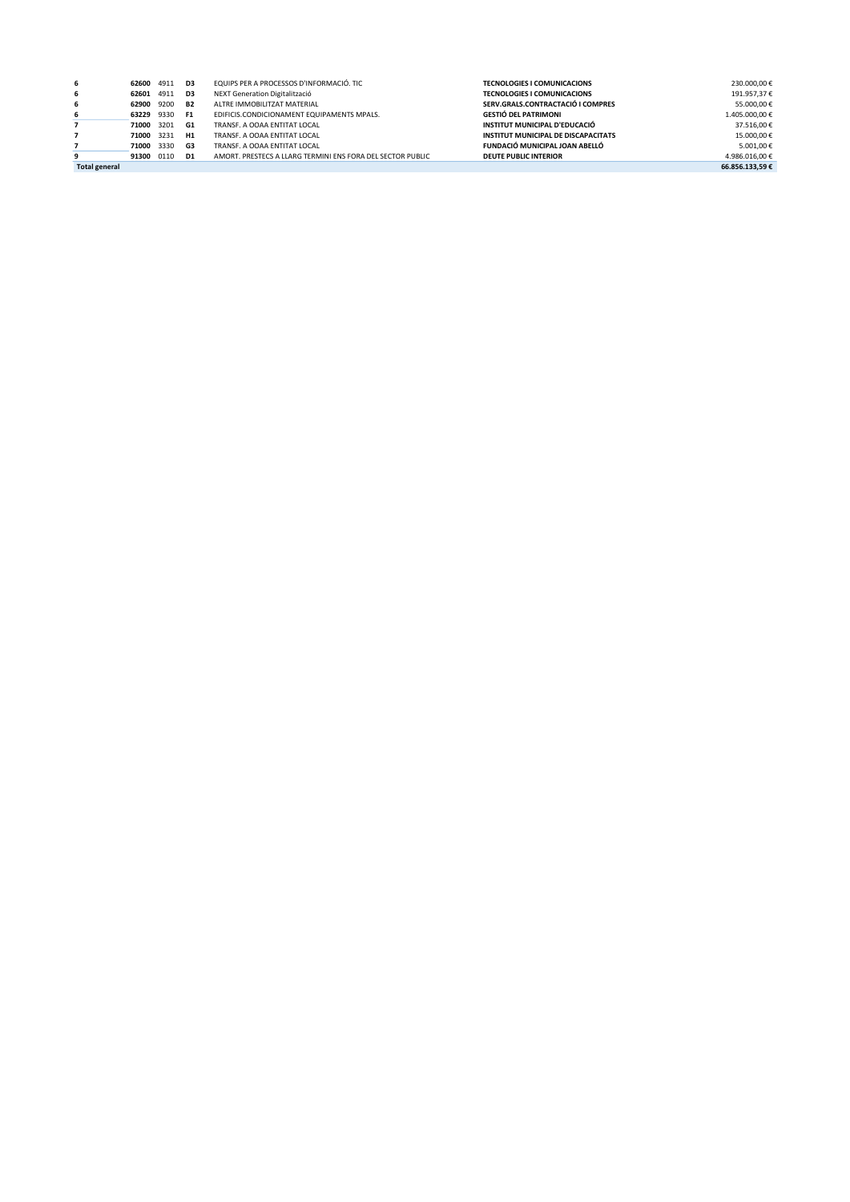| | | | | | | |
|---|---|---|---|---|---|---|
| **6** | **62600** | 4911 | **D3** | EQUIPS PER A PROCESSOS D'INFORMACIÓ. TIC | **TECNOLOGIES I COMUNICACIONS** | 230.000,00 € |
| **6** | **62601** | 4911 | **D3** | NEXT Generation Digitalització | **TECNOLOGIES I COMUNICACIONS** | 191.957,37 € |
| **6** | **62900** | 9200 | **B2** | ALTRE IMMOBILITZAT MATERIAL | **SERV.GRALS.CONTRACTACIÓ I COMPRES** | 55.000,00 € |
| **6** | **63229** | 9330 | **F1** | EDIFICIS.CONDICIONAMENT EQUIPAMENTS MPALS. | **GESTIÓ DEL PATRIMONI** | 1.405.000,00 € |
| **7** | **71000** | 3201 | **G1** | TRANSF. A OOAA ENTITAT LOCAL | **INSTITUT MUNICIPAL D'EDUCACIÓ** | 37.516,00 € |
| **7** | **71000** | 3231 | **H1** | TRANSF. A OOAA ENTITAT LOCAL | **INSTITUT MUNICIPAL DE DISCAPACITATS** | 15.000,00 € |
| **7** | **71000** | 3330 | **G3** | TRANSF. A OOAA ENTITAT LOCAL | **FUNDACIÓ MUNICIPAL JOAN ABELLÓ** | 5.001,00 € |
| **9** | **91300** | 0110 | **D1** | AMORT. PRESTECS A LLARG TERMINI ENS FORA DEL SECTOR PUBLIC | **DEUTE PUBLIC INTERIOR** | 4.986.016,00 € |
| **Total general** | | | | | | **66.856.133,59 €** |